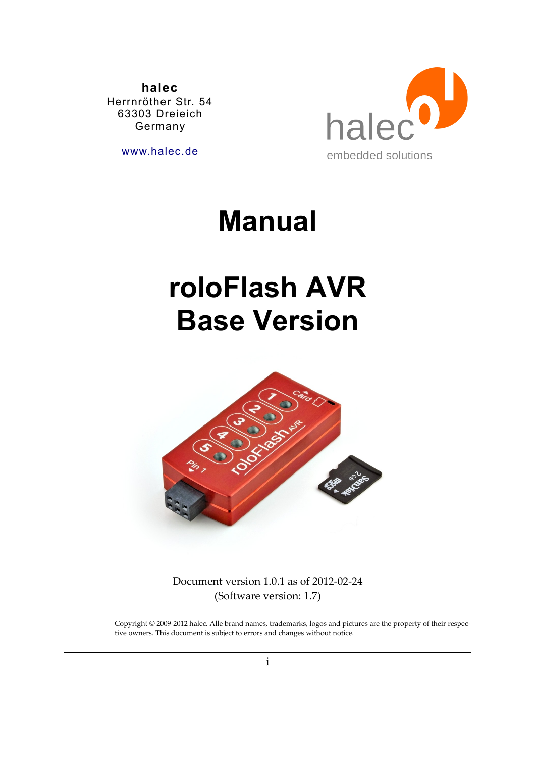**halec**
Herrnröther Str. 54
63303 Dreieich
Germany

www.halec.de

halec
embedded solutions

# Manual

# roloFlash AVR Base Version

Document version 1.0.1 as of 2012-02-24
(Software version: 1.7)

Copyright © 2009-2012 halec. Alle brand names, trademarks, logos and pictures are the property of their respective owners. This document is subject to errors and changes without notice.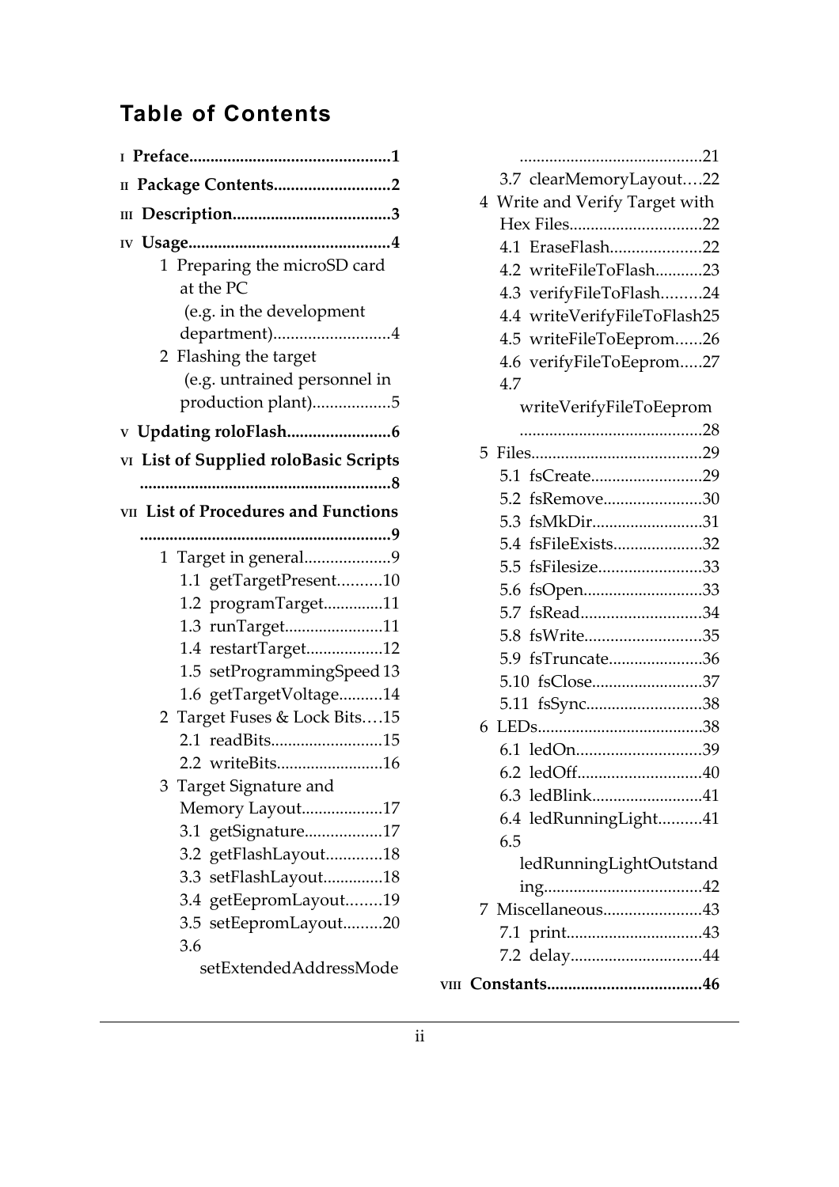# Table of Contents

- I **Preface**............................................**1**
- II **Package Contents**..........................**2**
- III **Description**....................................**3**
- IV **Usage**..............................................**4**
  - 1 Preparing the microSD card at the PC (e.g. in the development department)..........................4
  - 2 Flashing the target (e.g. untrained personnel in production plant)..................5
- V **Updating roloFlash**.......................**6**
- VI **List of Supplied roloBasic Scripts** .........................................................**8**
- VII **List of Procedures and Functions** .........................................................**9**
  - 1 Target in general....................9
    - 1.1 getTargetPresent..........10
    - 1.2 programTarget.............11
    - 1.3 runTarget.......................11
    - 1.4 restartTarget.................12
    - 1.5 setProgrammingSpeed 13
    - 1.6 getTargetVoltage..........14
  - 2 Target Fuses & Lock Bits….15
    - 2.1 readBits.........................15
    - 2.2 writeBits.........................16
  - 3 Target Signature and Memory Layout...................17
    - 3.1 getSignature..................17
    - 3.2 getFlashLayout.............18
    - 3.3 setFlashLayout..............18
    - 3.4 getEepromLayout........19
    - 3.5 setEepromLayout.........20
    - 3.6 setExtendedAddressMode ..........................................21
    - 3.7 clearMemoryLayout….22
  - 4 Write and Verify Target with Hex Files..............................22
    - 4.1 EraseFlash.....................22
    - 4.2 writeFileToFlash...........23
    - 4.3 verifyFileToFlash.........24
    - 4.4 writeVerifyFileToFlash25
    - 4.5 writeFileToEeprom......26
    - 4.6 verifyFileToEeprom.....27
    - 4.7 writeVerifyFileToEeprom ..........................................28
  - 5 Files........................................29
    - 5.1 fsCreate..........................29
    - 5.2 fsRemove.......................30
    - 5.3 fsMkDir..........................31
    - 5.4 fsFileExists.....................32
    - 5.5 fsFilesize........................33
    - 5.6 fsOpen............................33
    - 5.7 fsRead............................34
    - 5.8 fsWrite...........................35
    - 5.9 fsTruncate......................36
    - 5.10 fsClose..........................37
    - 5.11 fsSync...........................38
  - 6 LEDs.......................................38
    - 6.1 ledOn.............................39
    - 6.2 ledOff.............................40
    - 6.3 ledBlink..........................41
    - 6.4 ledRunningLight..........41
    - 6.5 ledRunningLightOutstanding.....................................42
  - 7 Miscellaneous.......................43
    - 7.1 print...............................43
    - 7.2 delay..............................44
- VIII **Constants**....................................**46**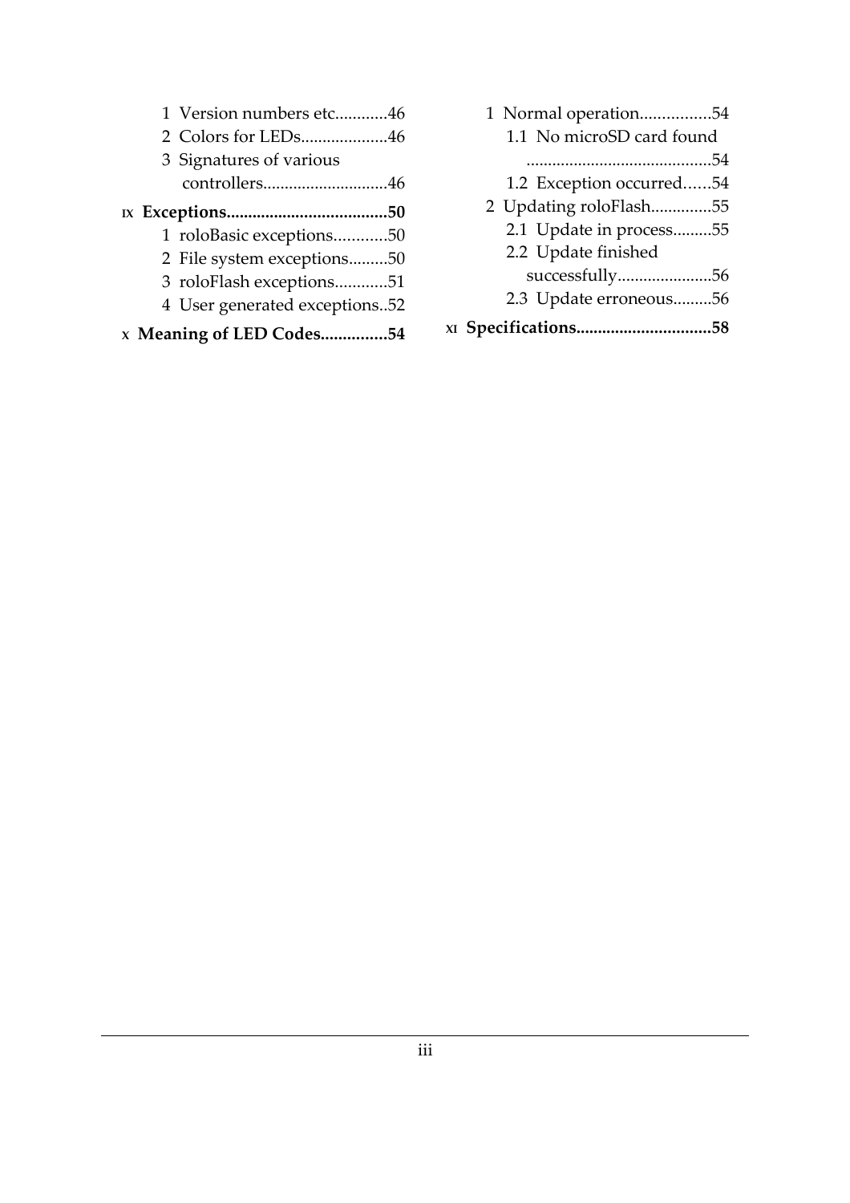1 Version numbers etc............46
2 Colors for LEDs....................46
3 Signatures of various controllers.............................46

**IX Exceptions.....................................50**

1 roloBasic exceptions............50
2 File system exceptions.........50
3 roloFlash exceptions............51
4 User generated exceptions..52

**X Meaning of LED Codes...............54**

1 Normal operation................54
1.1 No microSD card found ............................................54
1.2 Exception occurred......54
2 Updating roloFlash..............55
2.1 Update in process.........55
2.2 Update finished successfully......................56
2.3 Update erroneous.........56

**XI Specifications...............................58**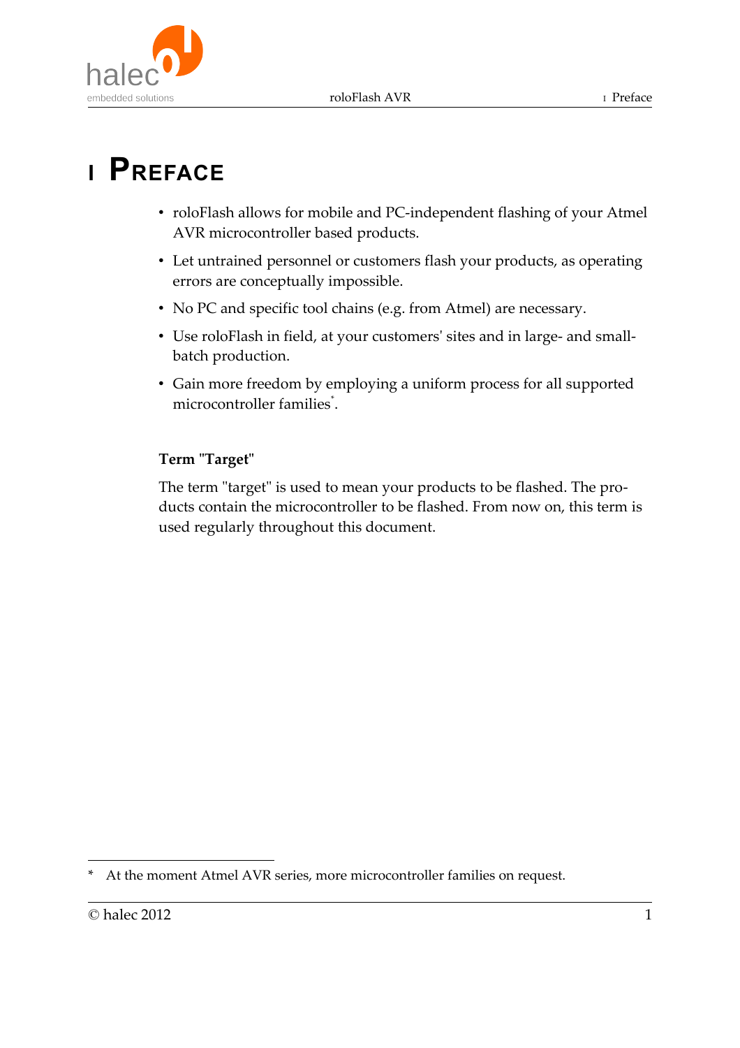# 1 Preface

- roloFlash allows for mobile and PC-independent flashing of your Atmel AVR microcontroller based products.
- Let untrained personnel or customers flash your products, as operating errors are conceptually impossible.
- No PC and specific tool chains (e.g. from Atmel) are necessary.
- Use roloFlash in field, at your customers' sites and in large- and small-batch production.
- Gain more freedom by employing a uniform process for all supported microcontroller families*.

**Term "Target"**

The term "target" is used to mean your products to be flashed. The products contain the microcontroller to be flashed. From now on, this term is used regularly throughout this document.

---

* At the moment Atmel AVR series, more microcontroller families on request.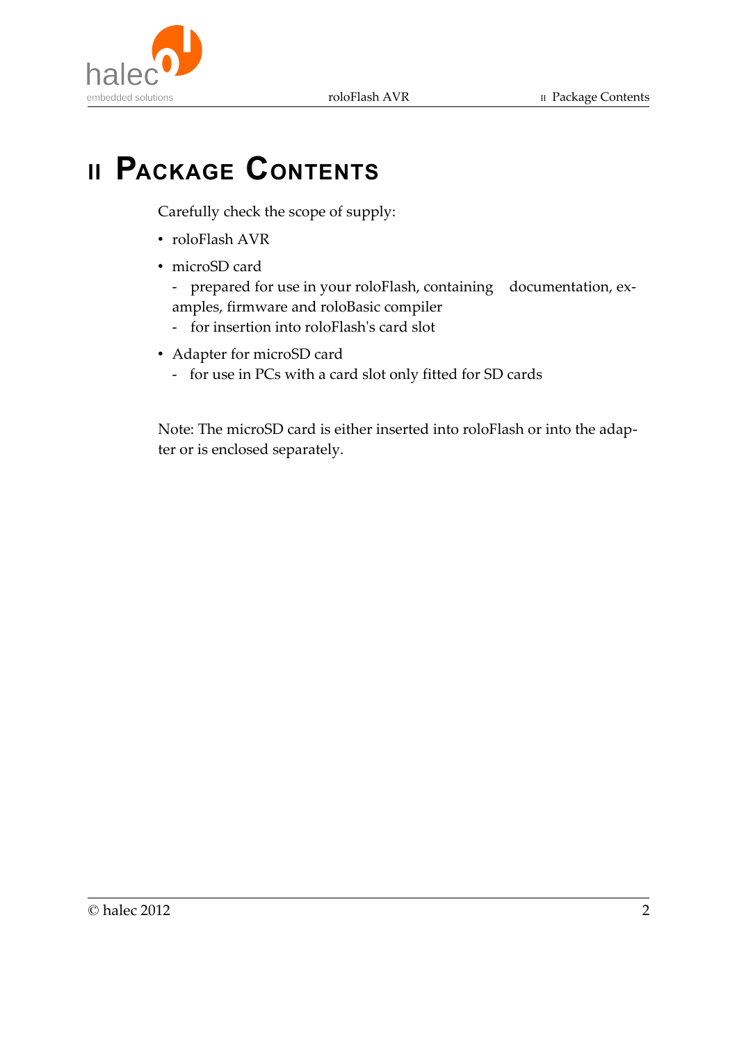# II Package Contents

Carefully check the scope of supply:

- roloFlash AVR
- microSD card
  - prepared for use in your roloFlash, containing documentation, examples, firmware and roloBasic compiler
  - for insertion into roloFlash's card slot
- Adapter for microSD card
  - for use in PCs with a card slot only fitted for SD cards

Note: The microSD card is either inserted into roloFlash or into the adapter or is enclosed separately.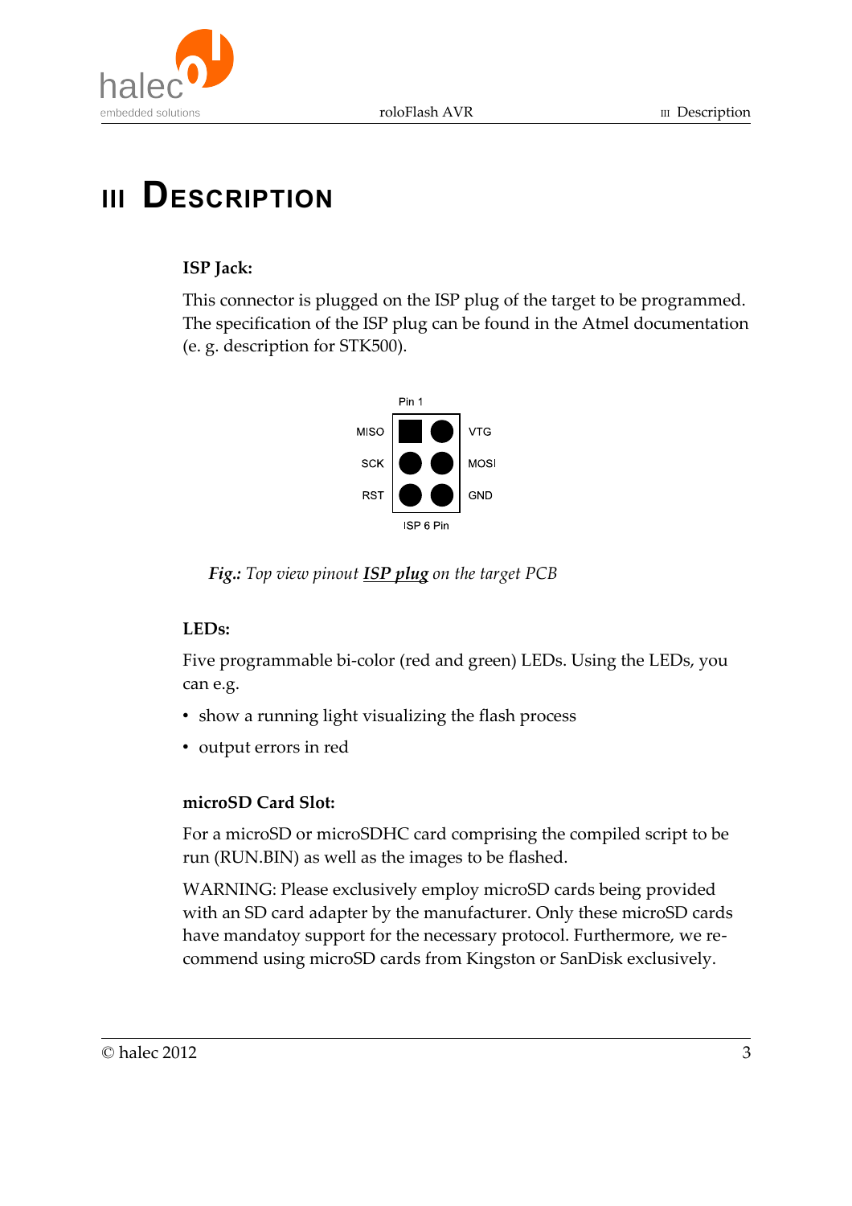# III Description

**ISP Jack:**

This connector is plugged on the ISP plug of the target to be programmed. The specification of the ISP plug can be found in the Atmel documentation (e. g. description for STK500).

| | Pin 1 | | |
|---|---|---|---|
| MISO | ■ | ● | VTG |
| SCK | ● | ● | MOSI |
| RST | ● | ● | GND |
| | ISP 6 Pin | | |

***Fig.:*** *Top view pinout* ***ISP plug*** *on the target PCB*

**LEDs:**

Five programmable bi-color (red and green) LEDs. Using the LEDs, you can e.g.

- show a running light visualizing the flash process
- output errors in red

**microSD Card Slot:**

For a microSD or microSDHC card comprising the compiled script to be run (RUN.BIN) as well as the images to be flashed.

WARNING: Please exclusively employ microSD cards being provided with an SD card adapter by the manufacturer. Only these microSD cards have mandatoy support for the necessary protocol. Furthermore, we recommend using microSD cards from Kingston or SanDisk exclusively.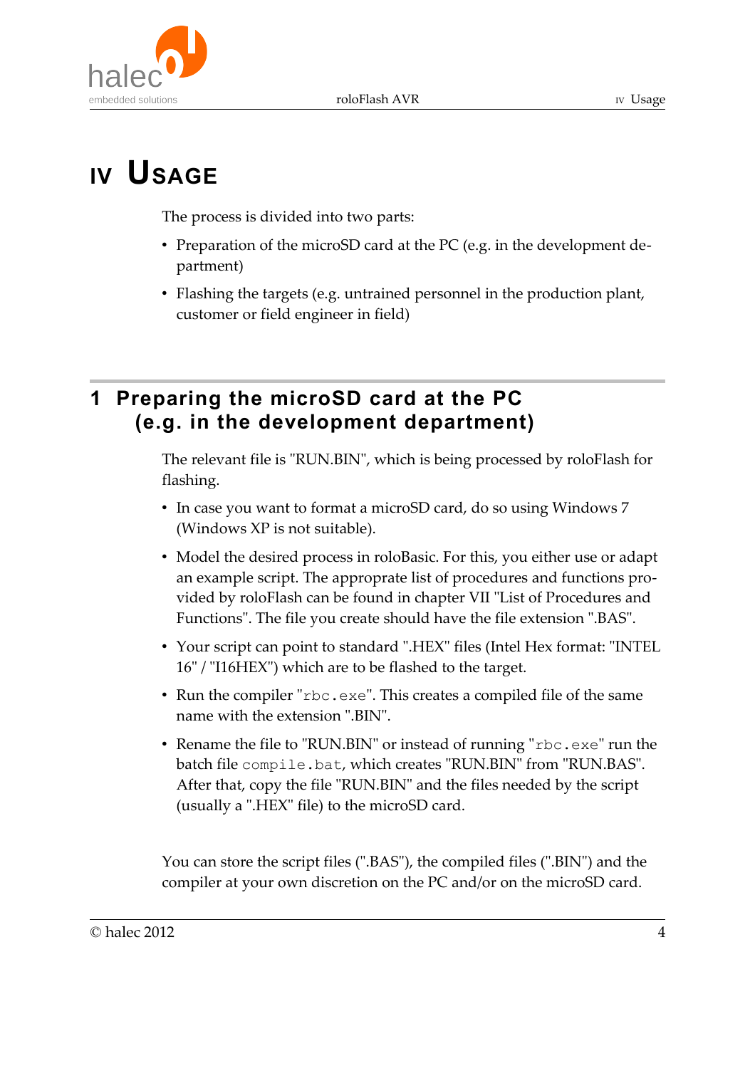# IV Usage

The process is divided into two parts:

- Preparation of the microSD card at the PC (e.g. in the development department)
- Flashing the targets (e.g. untrained personnel in the production plant, customer or field engineer in field)

## 1 Preparing the microSD card at the PC (e.g. in the development department)

The relevant file is "RUN.BIN", which is being processed by roloFlash for flashing.

- In case you want to format a microSD card, do so using Windows 7 (Windows XP is not suitable).
- Model the desired process in roloBasic. For this, you either use or adapt an example script. The approprate list of procedures and functions provided by roloFlash can be found in chapter VII "List of Procedures and Functions". The file you create should have the file extension ".BAS".
- Your script can point to standard ".HEX" files (Intel Hex format: "INTEL 16" / "I16HEX") which are to be flashed to the target.
- Run the compiler "`rbc.exe`". This creates a compiled file of the same name with the extension ".BIN".
- Rename the file to "RUN.BIN" or instead of running "`rbc.exe`" run the batch file `compile.bat`, which creates "RUN.BIN" from "RUN.BAS". After that, copy the file "RUN.BIN" and the files needed by the script (usually a ".HEX" file) to the microSD card.

You can store the script files (".BAS"), the compiled files (".BIN") and the compiler at your own discretion on the PC and/or on the microSD card.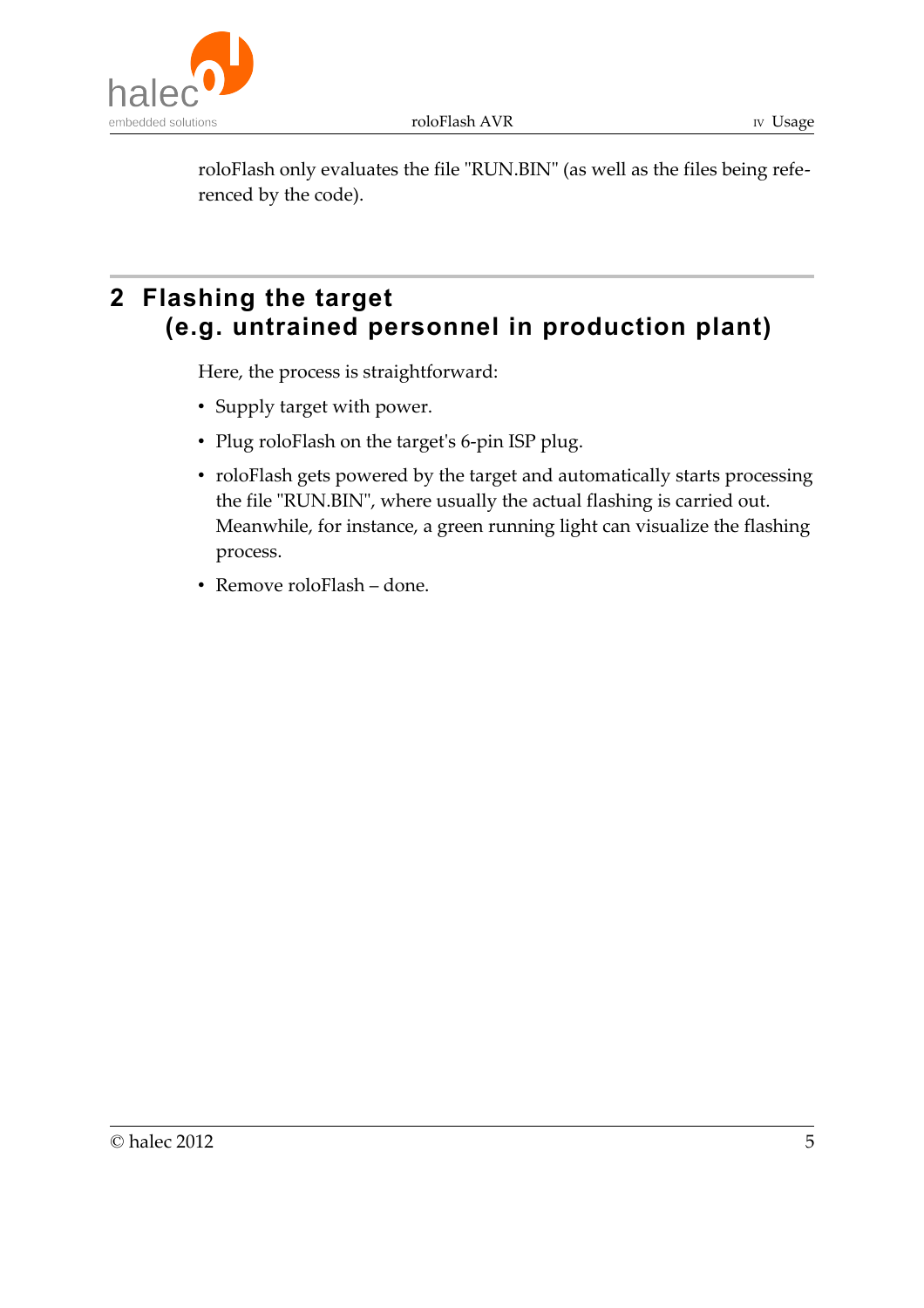roloFlash only evaluates the file "RUN.BIN" (as well as the files being referenced by the code).

## 2 Flashing the target (e.g. untrained personnel in production plant)

Here, the process is straightforward:

- Supply target with power.
- Plug roloFlash on the target's 6-pin ISP plug.
- roloFlash gets powered by the target and automatically starts processing the file "RUN.BIN", where usually the actual flashing is carried out. Meanwhile, for instance, a green running light can visualize the flashing process.
- Remove roloFlash – done.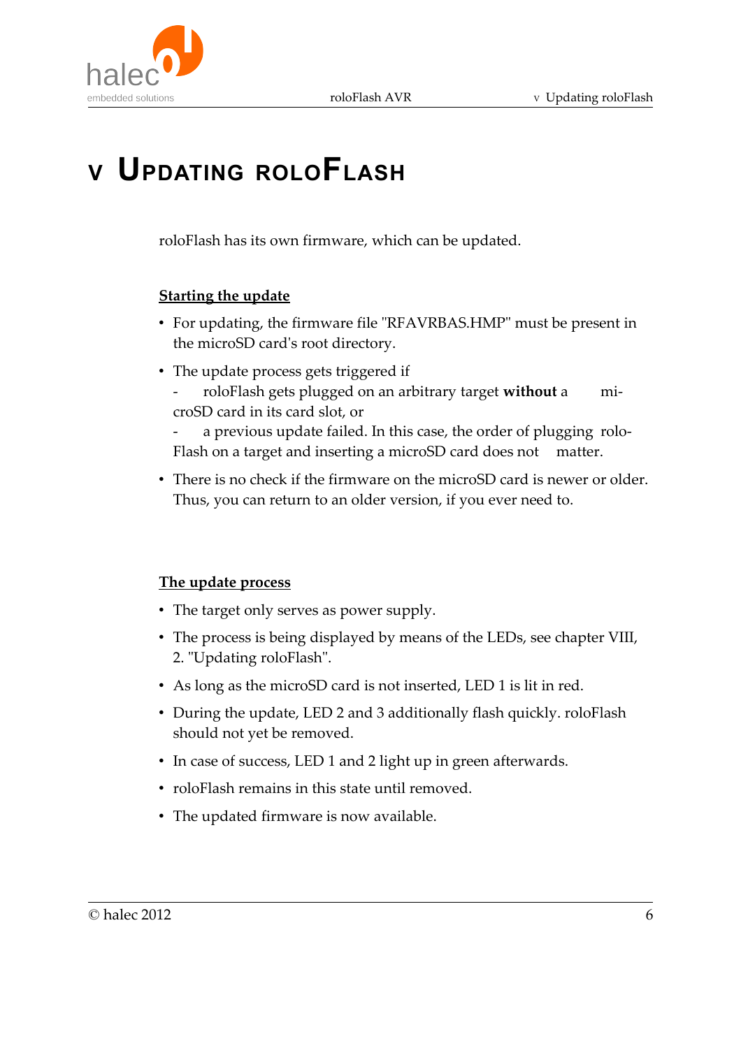# V Updating roloFlash

roloFlash has its own firmware, which can be updated.

**Starting the update**

- For updating, the firmware file "RFAVRBAS.HMP" must be present in the microSD card's root directory.
- The update process gets triggered if
  - roloFlash gets plugged on an arbitrary target **without** a microSD card in its card slot, or
  - a previous update failed. In this case, the order of plugging roloFlash on a target and inserting a microSD card does not matter.
- There is no check if the firmware on the microSD card is newer or older. Thus, you can return to an older version, if you ever need to.

**The update process**

- The target only serves as power supply.
- The process is being displayed by means of the LEDs, see chapter VIII, 2. "Updating roloFlash".
- As long as the microSD card is not inserted, LED 1 is lit in red.
- During the update, LED 2 and 3 additionally flash quickly. roloFlash should not yet be removed.
- In case of success, LED 1 and 2 light up in green afterwards.
- roloFlash remains in this state until removed.
- The updated firmware is now available.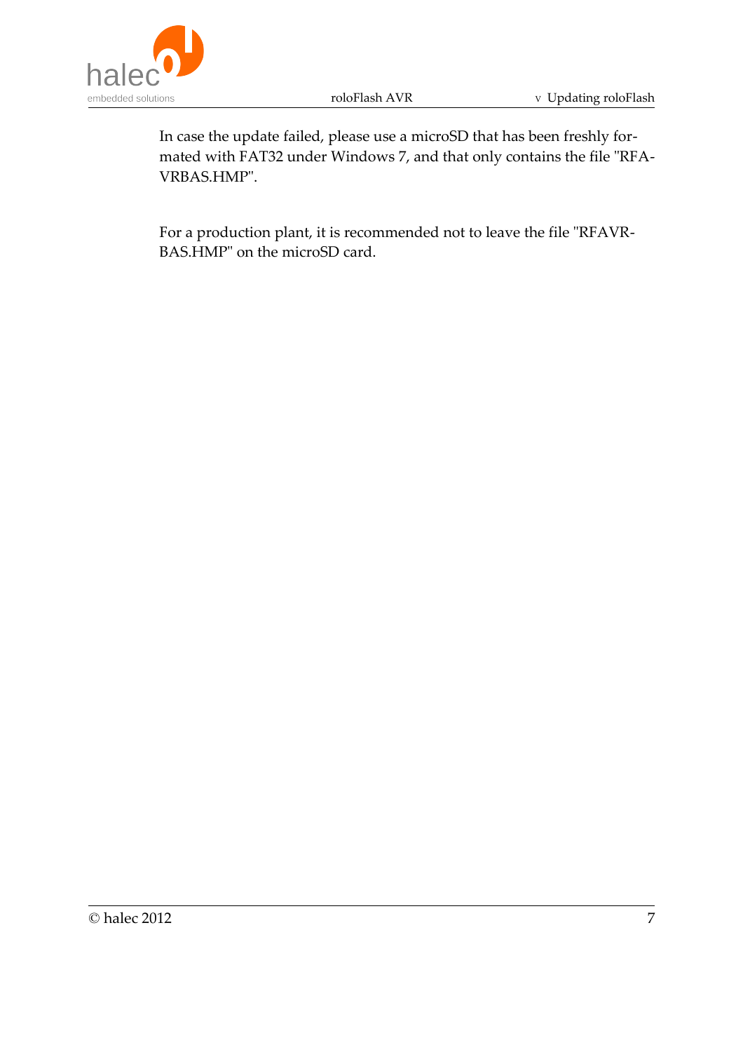In case the update failed, please use a microSD that has been freshly formated with FAT32 under Windows 7, and that only contains the file "RFAVRBAS.HMP".

For a production plant, it is recommended not to leave the file "RFAVRBAS.HMP" on the microSD card.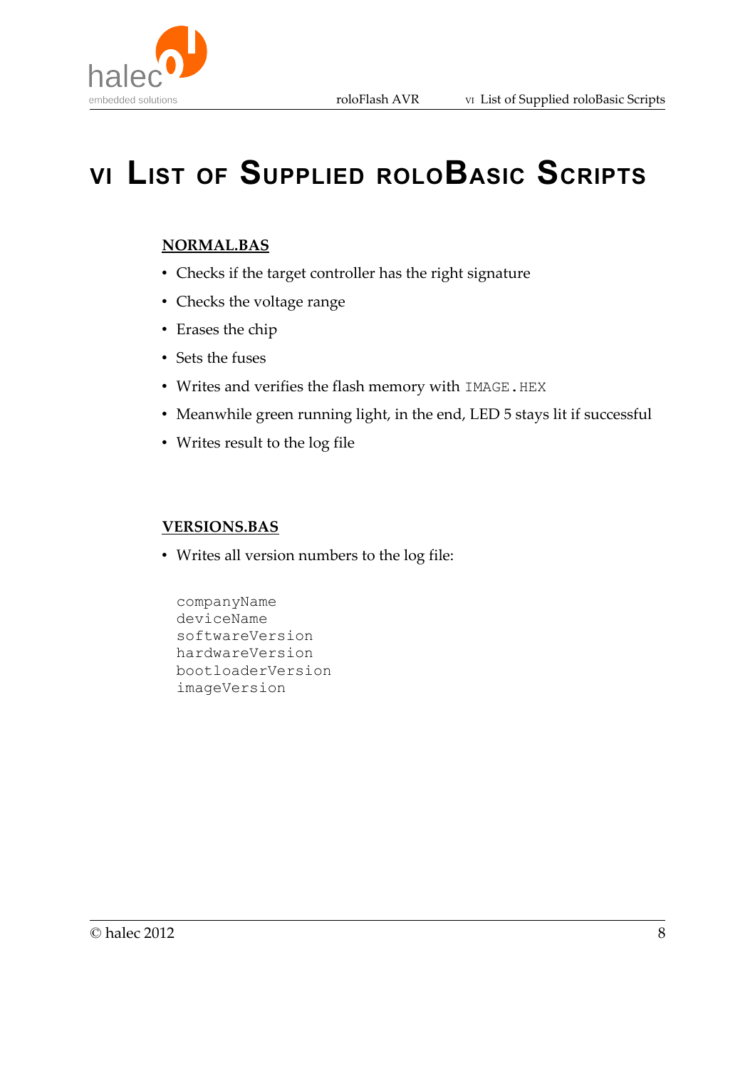# VI List of Supplied roloBasic Scripts

**NORMAL.BAS**

- Checks if the target controller has the right signature
- Checks the voltage range
- Erases the chip
- Sets the fuses
- Writes and verifies the flash memory with `IMAGE.HEX`
- Meanwhile green running light, in the end, LED 5 stays lit if successful
- Writes result to the log file

**VERSIONS.BAS**

- Writes all version numbers to the log file:

```
companyName
deviceName
softwareVersion
hardwareVersion
bootloaderVersion
imageVersion
```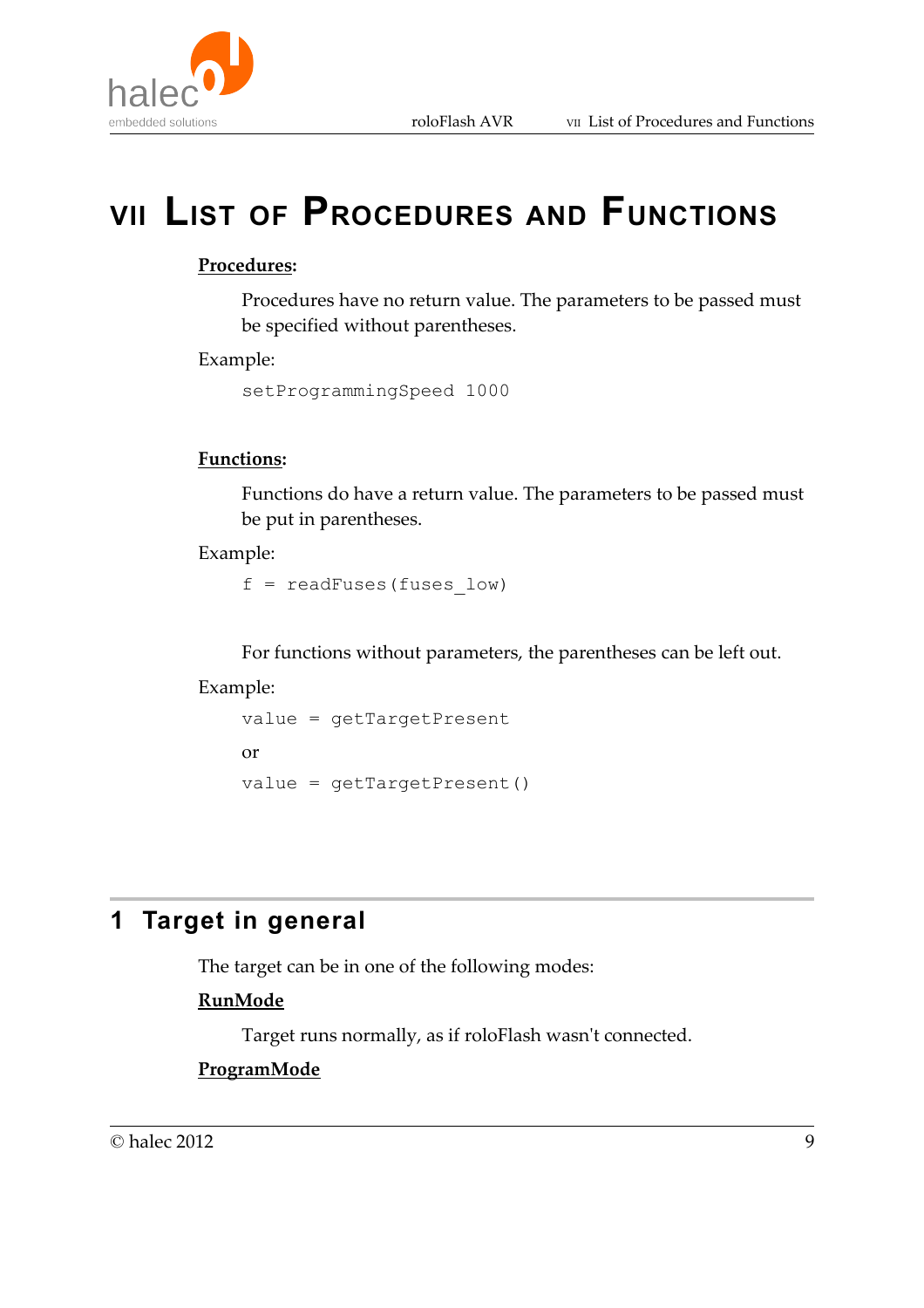# VII List of Procedures and Functions

**Procedures:**

Procedures have no return value. The parameters to be passed must be specified without parentheses.

Example:

```
setProgrammingSpeed 1000
```

**Functions:**

Functions do have a return value. The parameters to be passed must be put in parentheses.

Example:

```
f = readFuses(fuses_low)
```

For functions without parameters, the parentheses can be left out.

Example:

```
value = getTargetPresent
```

or

```
value = getTargetPresent()
```

## 1 Target in general

The target can be in one of the following modes:

**RunMode**

Target runs normally, as if roloFlash wasn't connected.

**ProgramMode**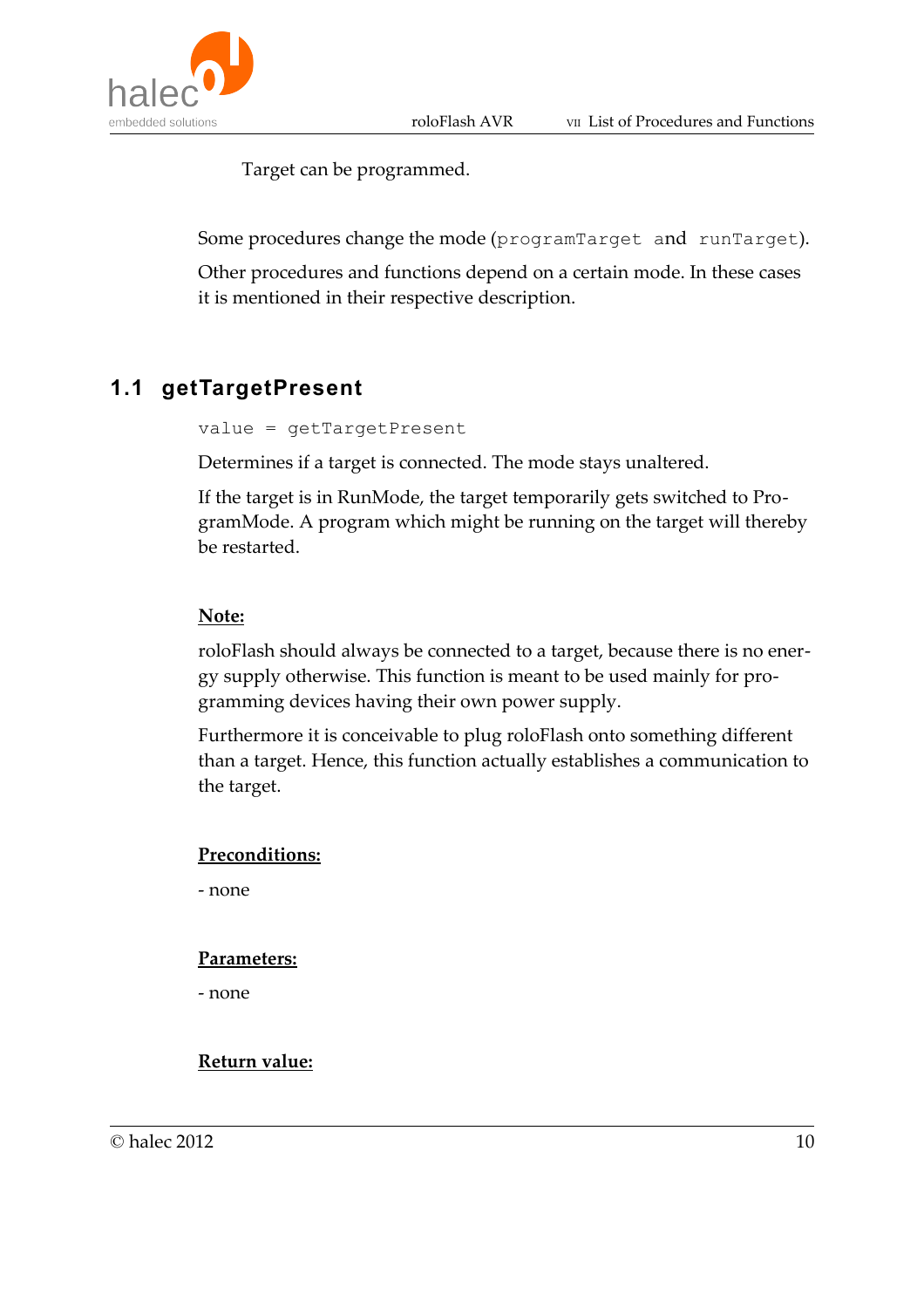Target can be programmed.

Some procedures change the mode (`programTarget` and `runTarget`).

Other procedures and functions depend on a certain mode. In these cases it is mentioned in their respective description.

## 1.1 getTargetPresent

```
value = getTargetPresent
```

Determines if a target is connected. The mode stays unaltered.

If the target is in RunMode, the target temporarily gets switched to ProgramMode. A program which might be running on the target will thereby be restarted.

**Note:**

roloFlash should always be connected to a target, because there is no energy supply otherwise. This function is meant to be used mainly for programming devices having their own power supply.

Furthermore it is conceivable to plug roloFlash onto something different than a target. Hence, this function actually establishes a communication to the target.

**Preconditions:**

- none

**Parameters:**

- none

**Return value:**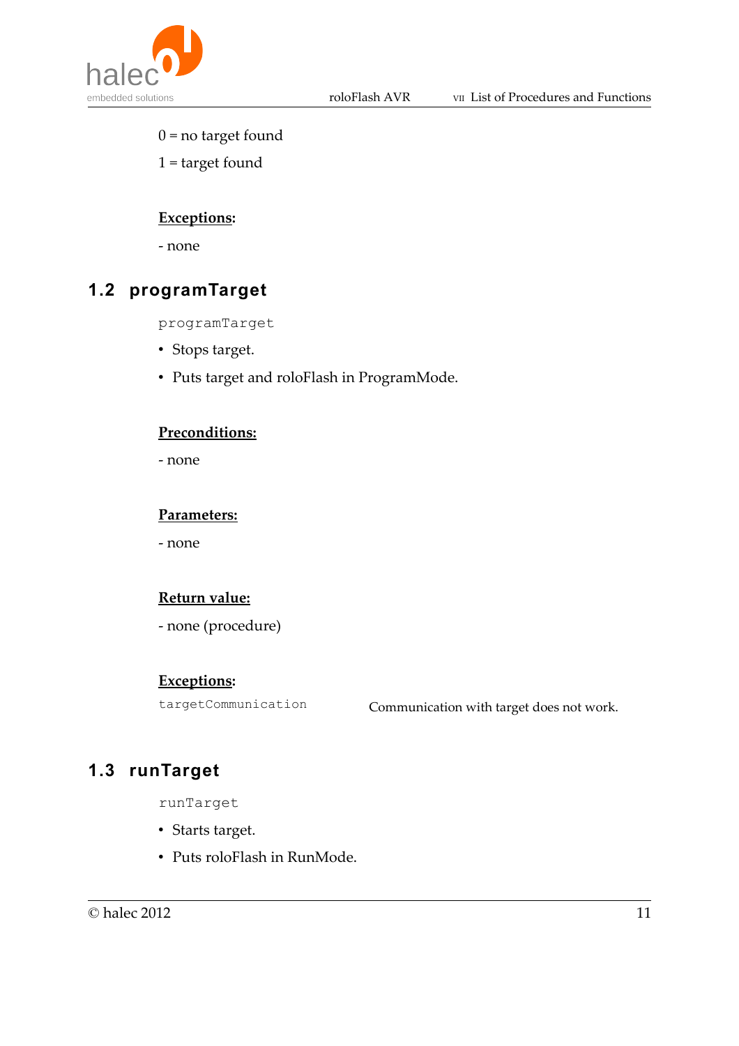0 = no target found

1 = target found

**Exceptions:**

- none

## 1.2 programTarget

```
programTarget
```

- Stops target.
- Puts target and roloFlash in ProgramMode.

**Preconditions:**

- none

**Parameters:**

- none

**Return value:**

- none (procedure)

**Exceptions:**

| | |
|---|---|
| `targetCommunication` | Communication with target does not work. |

## 1.3 runTarget

```
runTarget
```

- Starts target.
- Puts roloFlash in RunMode.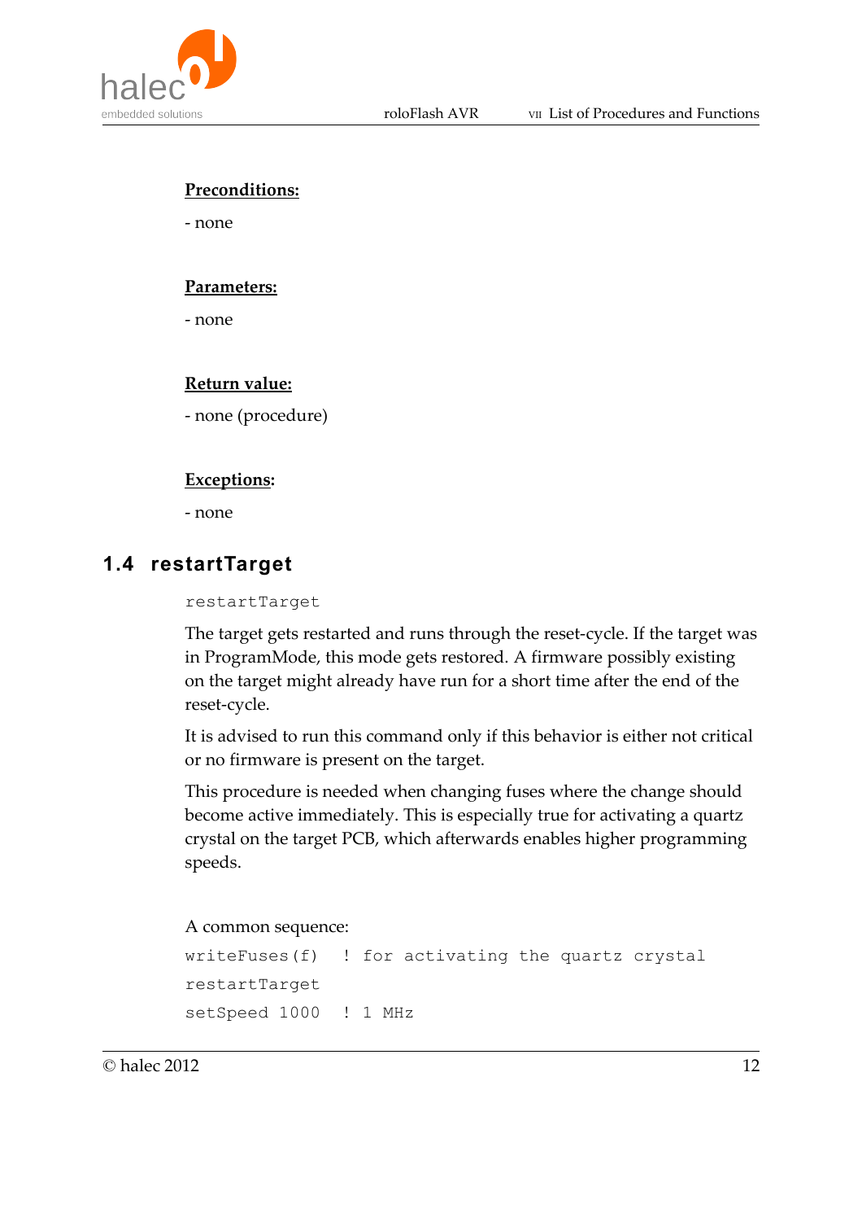**Preconditions:**

- none

**Parameters:**

- none

**Return value:**

- none (procedure)

**Exceptions:**

- none

## 1.4 restartTarget

```
restartTarget
```

The target gets restarted and runs through the reset-cycle. If the target was in ProgramMode, this mode gets restored. A firmware possibly existing on the target might already have run for a short time after the end of the reset-cycle.

It is advised to run this command only if this behavior is either not critical or no firmware is present on the target.

This procedure is needed when changing fuses where the change should become active immediately. This is especially true for activating a quartz crystal on the target PCB, which afterwards enables higher programming speeds.

A common sequence:

```
writeFuses(f)   ! for activating the quartz crystal
restartTarget
setSpeed 1000   ! 1 MHz
```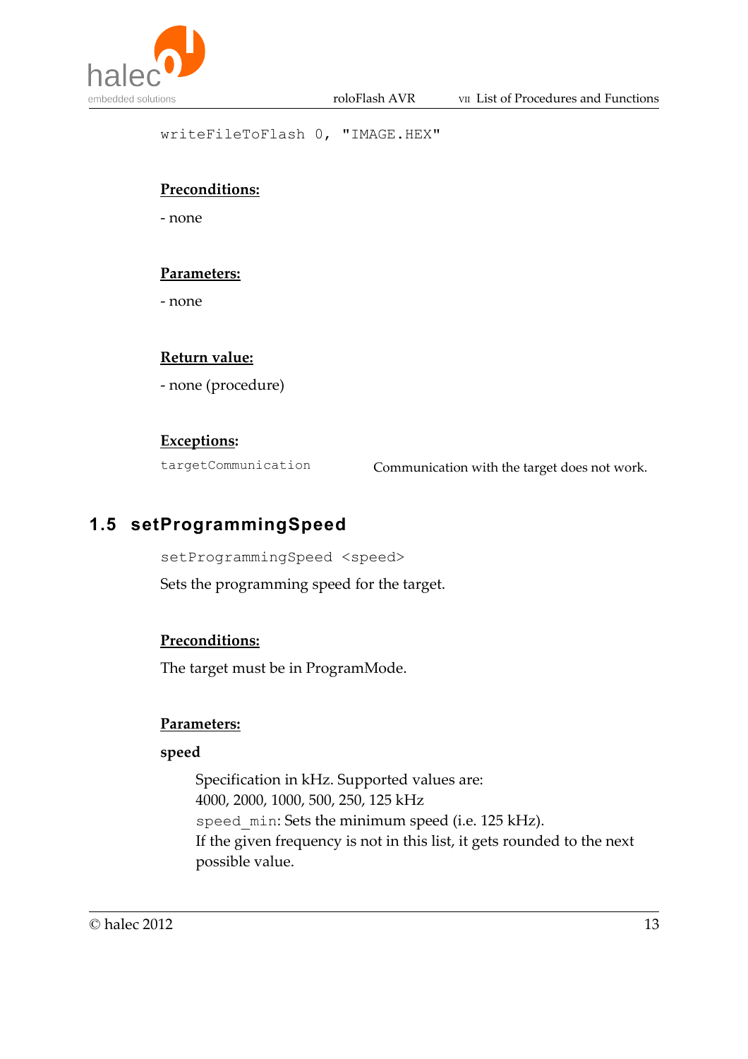```
writeFileToFlash 0, "IMAGE.HEX"
```

**Preconditions:**

- none

**Parameters:**

- none

**Return value:**

- none (procedure)

**Exceptions:**

| | |
|---|---|
| `targetCommunication` | Communication with the target does not work. |

## 1.5 setProgrammingSpeed

```
setProgrammingSpeed <speed>
```

Sets the programming speed for the target.

**Preconditions:**

The target must be in ProgramMode.

**Parameters:**

**speed**

Specification in kHz. Supported values are:
4000, 2000, 1000, 500, 250, 125 kHz
`speed_min`: Sets the minimum speed (i.e. 125 kHz).
If the given frequency is not in this list, it gets rounded to the next possible value.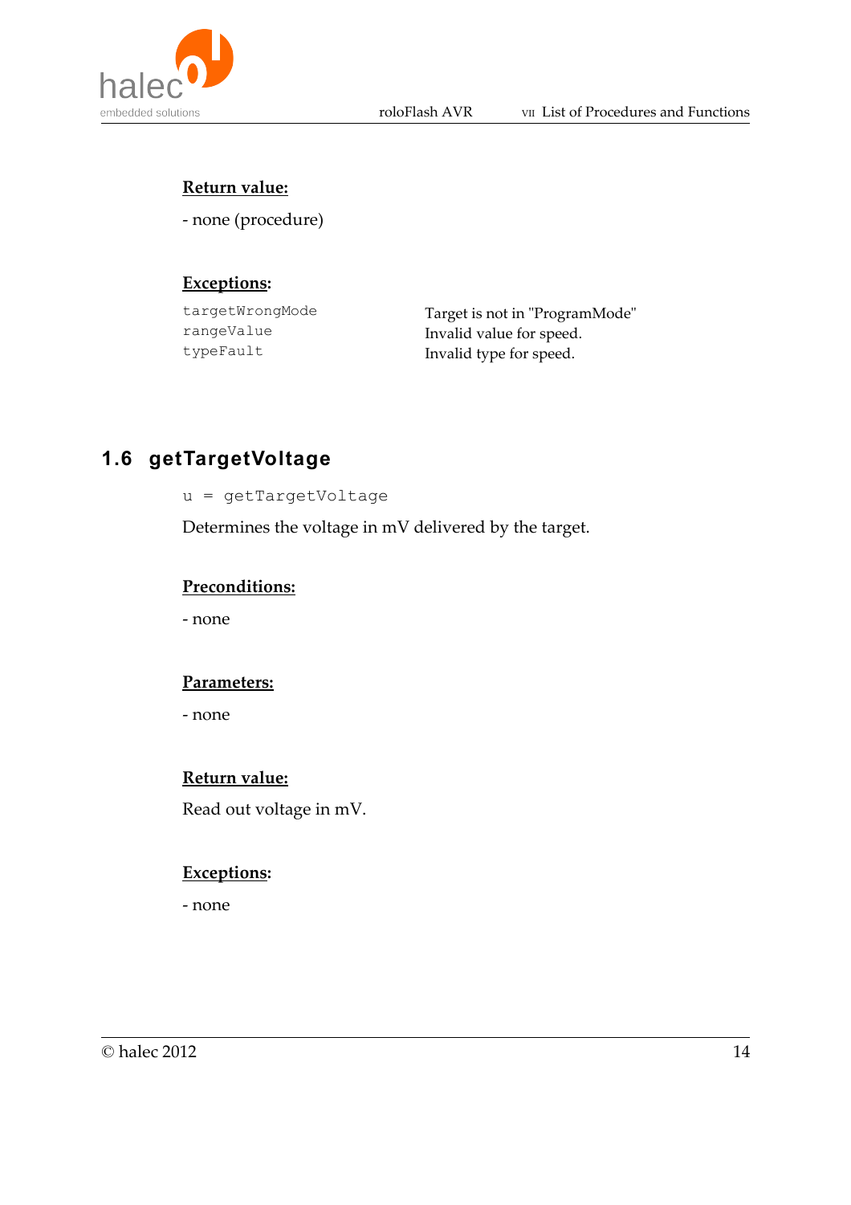**Return value:**

- none (procedure)

**Exceptions:**

| | |
|---|---|
| `targetWrongMode` | Target is not in "ProgramMode" |
| `rangeValue` | Invalid value for speed. |
| `typeFault` | Invalid type for speed. |

## 1.6 getTargetVoltage

```
u = getTargetVoltage
```

Determines the voltage in mV delivered by the target.

**Preconditions:**

- none

**Parameters:**

- none

**Return value:**

Read out voltage in mV.

**Exceptions:**

- none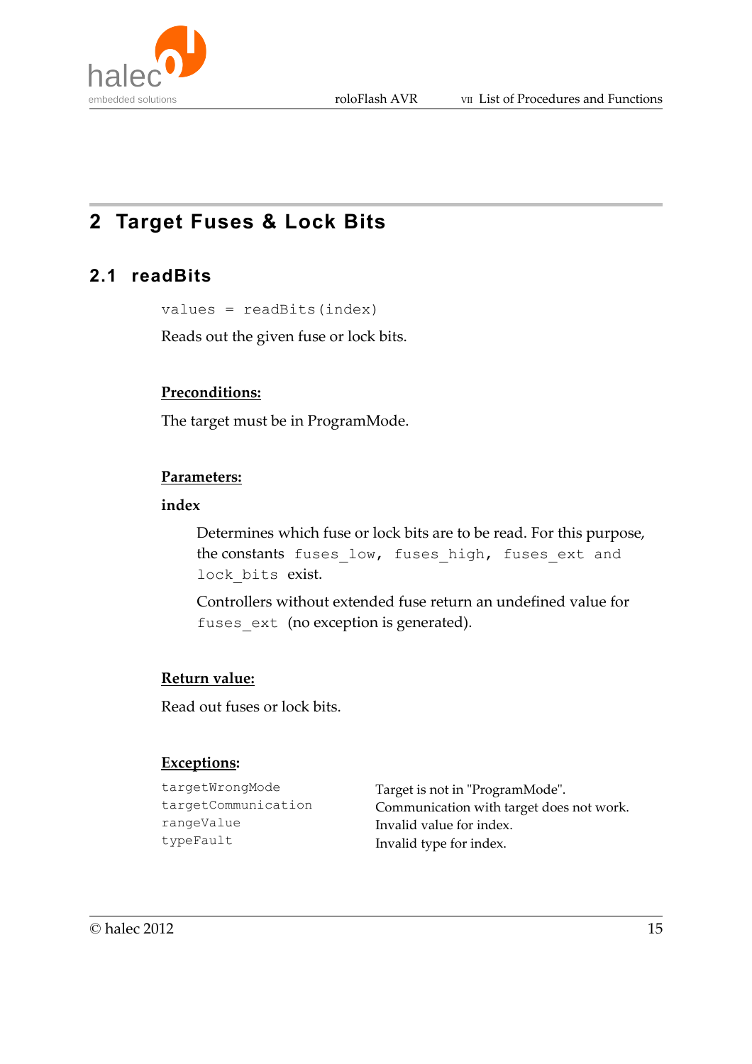# 2 Target Fuses & Lock Bits

## 2.1 readBits

```
values = readBits(index)
```

Reads out the given fuse or lock bits.

**Preconditions:**

The target must be in ProgramMode.

**Parameters:**

**index**

Determines which fuse or lock bits are to be read. For this purpose, the constants `fuses_low`, `fuses_high`, `fuses_ext` and `lock_bits` exist.

Controllers without extended fuse return an undefined value for `fuses_ext` (no exception is generated).

**Return value:**

Read out fuses or lock bits.

**Exceptions:**

| | |
|---|---|
| `targetWrongMode` | Target is not in "ProgramMode". |
| `targetCommunication` | Communication with target does not work. |
| `rangeValue` | Invalid value for index. |
| `typeFault` | Invalid type for index. |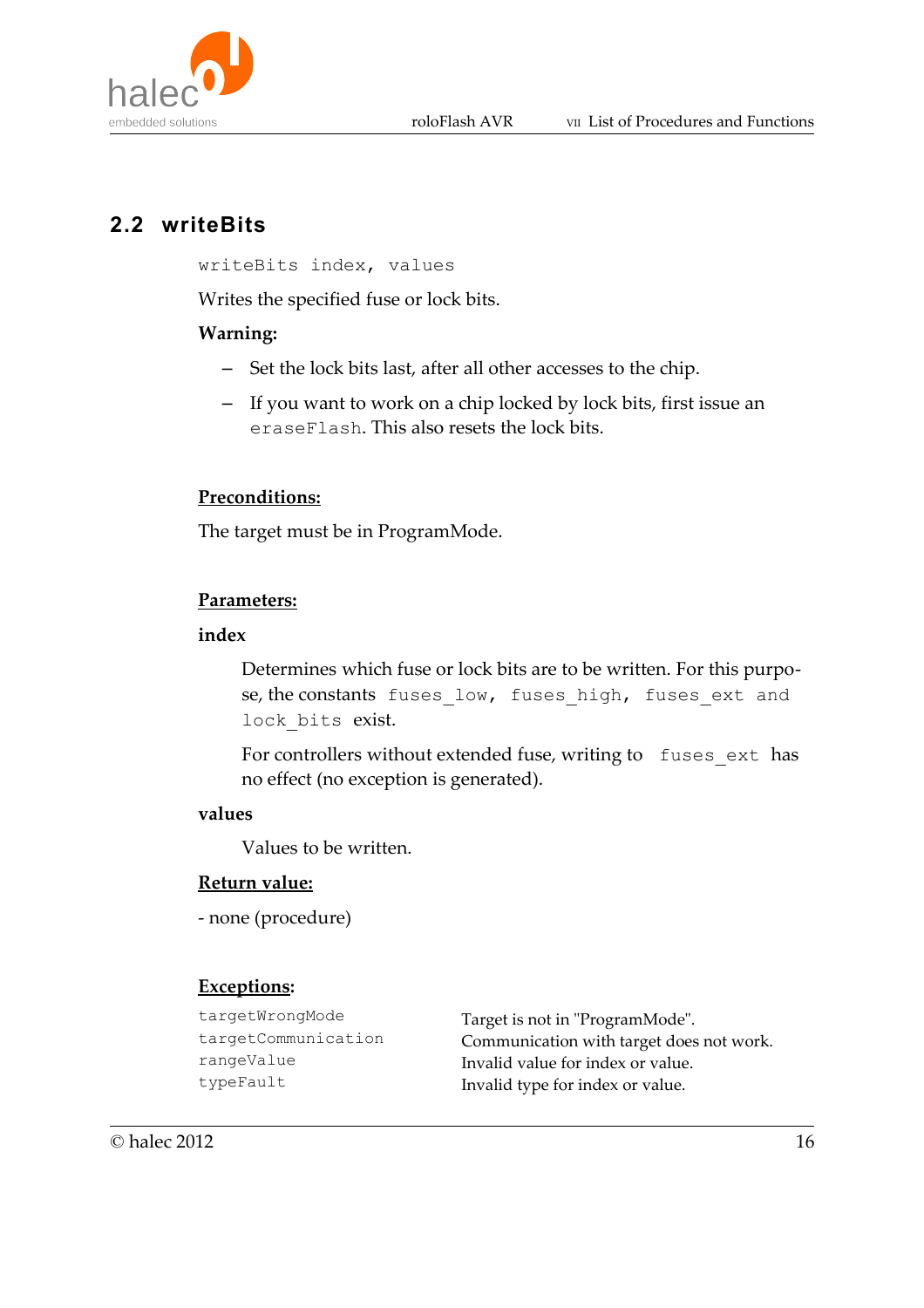## 2.2 writeBits

```
writeBits index, values
```

Writes the specified fuse or lock bits.

**Warning:**

- Set the lock bits last, after all other accesses to the chip.
- If you want to work on a chip locked by lock bits, first issue an `eraseFlash`. This also resets the lock bits.

**Preconditions:**

The target must be in ProgramMode.

**Parameters:**

**index**

Determines which fuse or lock bits are to be written. For this purpose, the constants `fuses_low`, `fuses_high`, `fuses_ext` and `lock_bits` exist.

For controllers without extended fuse, writing to `fuses_ext` has no effect (no exception is generated).

**values**

Values to be written.

**Return value:**

- none (procedure)

**Exceptions:**

| | |
|---|---|
| `targetWrongMode` | Target is not in "ProgramMode". |
| `targetCommunication` | Communication with target does not work. |
| `rangeValue` | Invalid value for index or value. |
| `typeFault` | Invalid type for index or value. |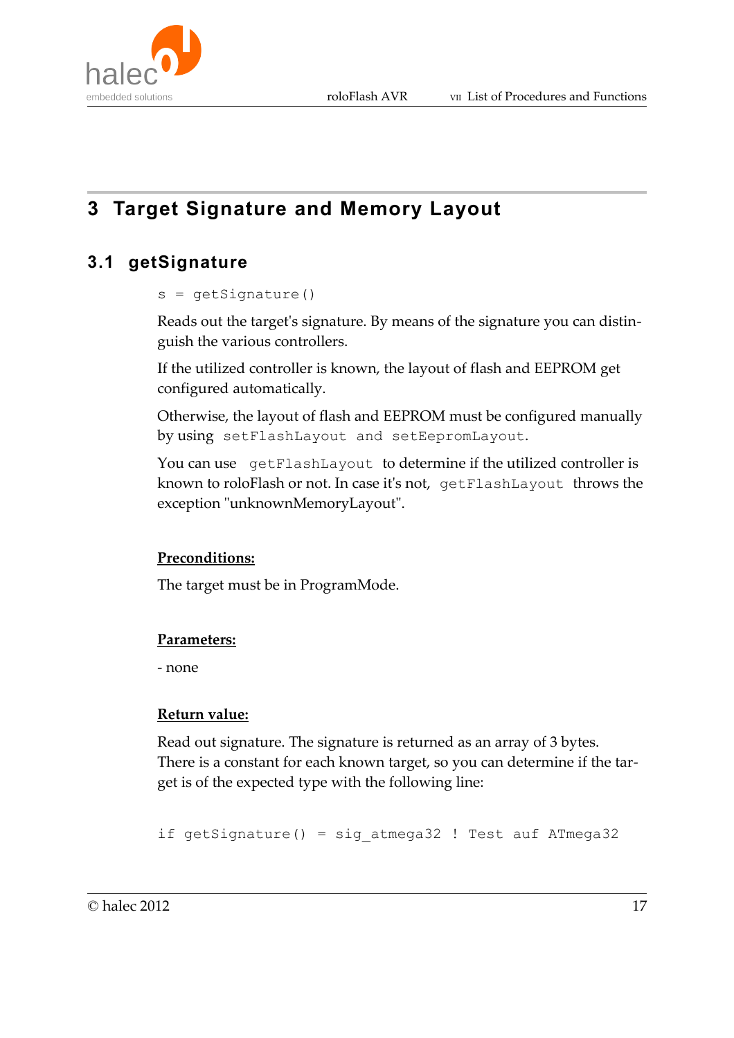# 3 Target Signature and Memory Layout

## 3.1 getSignature

```
s = getSignature()
```

Reads out the target's signature. By means of the signature you can distinguish the various controllers.

If the utilized controller is known, the layout of flash and EEPROM get configured automatically.

Otherwise, the layout of flash and EEPROM must be configured manually by using `setFlashLayout and setEepromLayout`.

You can use `getFlashLayout` to determine if the utilized controller is known to roloFlash or not. In case it's not, `getFlashLayout` throws the exception "unknownMemoryLayout".

**Preconditions:**

The target must be in ProgramMode.

**Parameters:**

- none

**Return value:**

Read out signature. The signature is returned as an array of 3 bytes. There is a constant for each known target, so you can determine if the target is of the expected type with the following line:

```
if getSignature() = sig_atmega32 ! Test auf ATmega32
```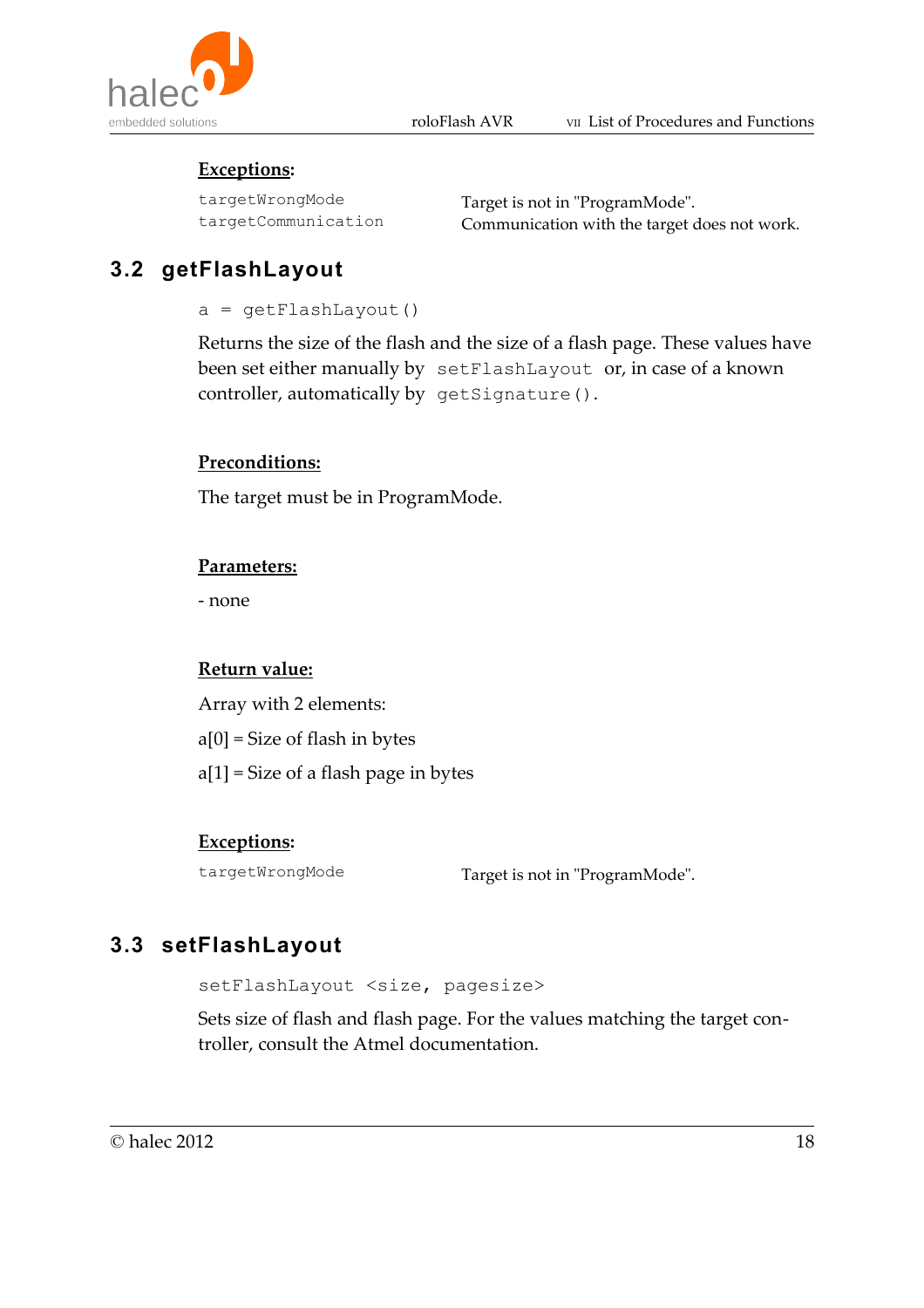**Exceptions:**

| | |
|---|---|
| `targetWrongMode` | Target is not in "ProgramMode". |
| `targetCommunication` | Communication with the target does not work. |

## 3.2 getFlashLayout

```
a = getFlashLayout()
```

Returns the size of the flash and the size of a flash page. These values have been set either manually by `setFlashLayout` or, in case of a known controller, automatically by `getSignature()`.

**Preconditions:**

The target must be in ProgramMode.

**Parameters:**

- none

**Return value:**

Array with 2 elements:

a[0] = Size of flash in bytes

a[1] = Size of a flash page in bytes

**Exceptions:**

| | |
|---|---|
| `targetWrongMode` | Target is not in "ProgramMode". |

## 3.3 setFlashLayout

```
setFlashLayout <size, pagesize>
```

Sets size of flash and flash page. For the values matching the target controller, consult the Atmel documentation.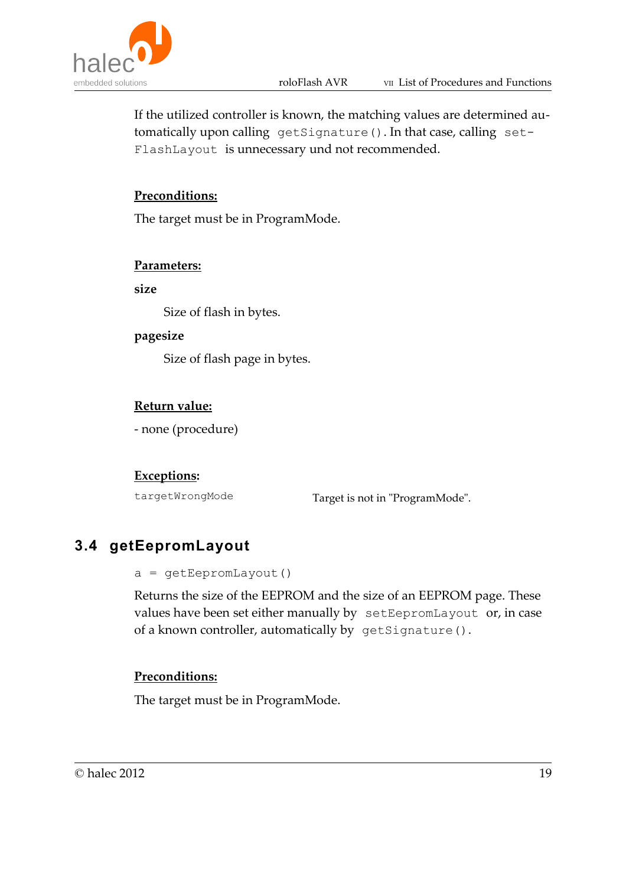If the utilized controller is known, the matching values are determined automatically upon calling `getSignature()`. In that case, calling `setFlashLayout` is unnecessary und not recommended.

**Preconditions:**

The target must be in ProgramMode.

**Parameters:**

**size**

Size of flash in bytes.

**pagesize**

Size of flash page in bytes.

**Return value:**

- none (procedure)

**Exceptions:**

| | |
|---|---|
| `targetWrongMode` | Target is not in "ProgramMode". |

## 3.4 getEepromLayout

```
a = getEepromLayout()
```

Returns the size of the EEPROM and the size of an EEPROM page. These values have been set either manually by `setEepromLayout` or, in case of a known controller, automatically by `getSignature()`.

**Preconditions:**

The target must be in ProgramMode.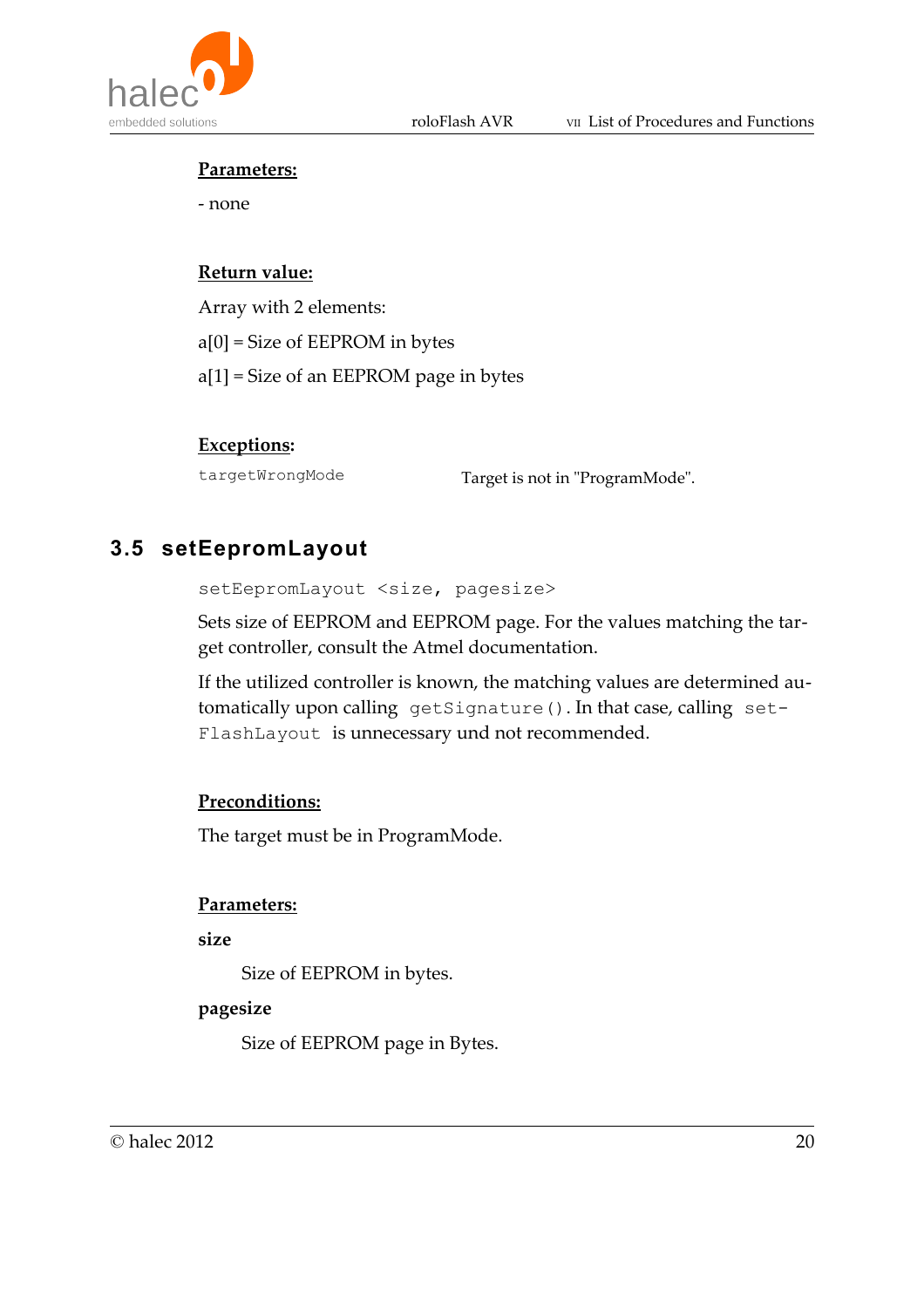**Parameters:**

- none

**Return value:**

Array with 2 elements:

a[0] = Size of EEPROM in bytes

a[1] = Size of an EEPROM page in bytes

**Exceptions:**

| | |
|---|---|
| `targetWrongMode` | Target is not in "ProgramMode". |

## 3.5 setEepromLayout

```
setEepromLayout <size, pagesize>
```

Sets size of EEPROM and EEPROM page. For the values matching the target controller, consult the Atmel documentation.

If the utilized controller is known, the matching values are determined automatically upon calling `getSignature()`. In that case, calling `setFlashLayout` is unnecessary und not recommended.

**Preconditions:**

The target must be in ProgramMode.

**Parameters:**

**size**

Size of EEPROM in bytes.

**pagesize**

Size of EEPROM page in Bytes.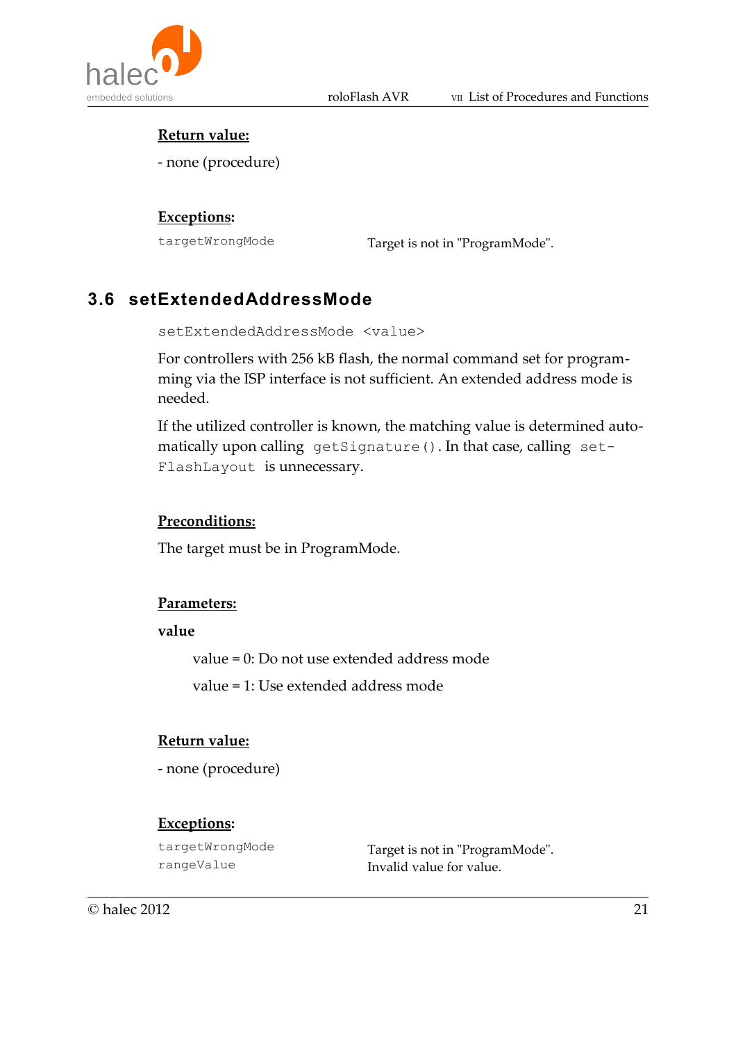**Return value:**

- none (procedure)

**Exceptions:**

| | |
|---|---|
| `targetWrongMode` | Target is not in "ProgramMode". |

## 3.6 setExtendedAddressMode

```
setExtendedAddressMode <value>
```

For controllers with 256 kB flash, the normal command set for programming via the ISP interface is not sufficient. An extended address mode is needed.

If the utilized controller is known, the matching value is determined automatically upon calling `getSignature()`. In that case, calling `setFlashLayout` is unnecessary.

**Preconditions:**

The target must be in ProgramMode.

**Parameters:**

**value**

value = 0: Do not use extended address mode

value = 1: Use extended address mode

**Return value:**

- none (procedure)

**Exceptions:**

| | |
|---|---|
| `targetWrongMode` | Target is not in "ProgramMode". |
| `rangeValue` | Invalid value for value. |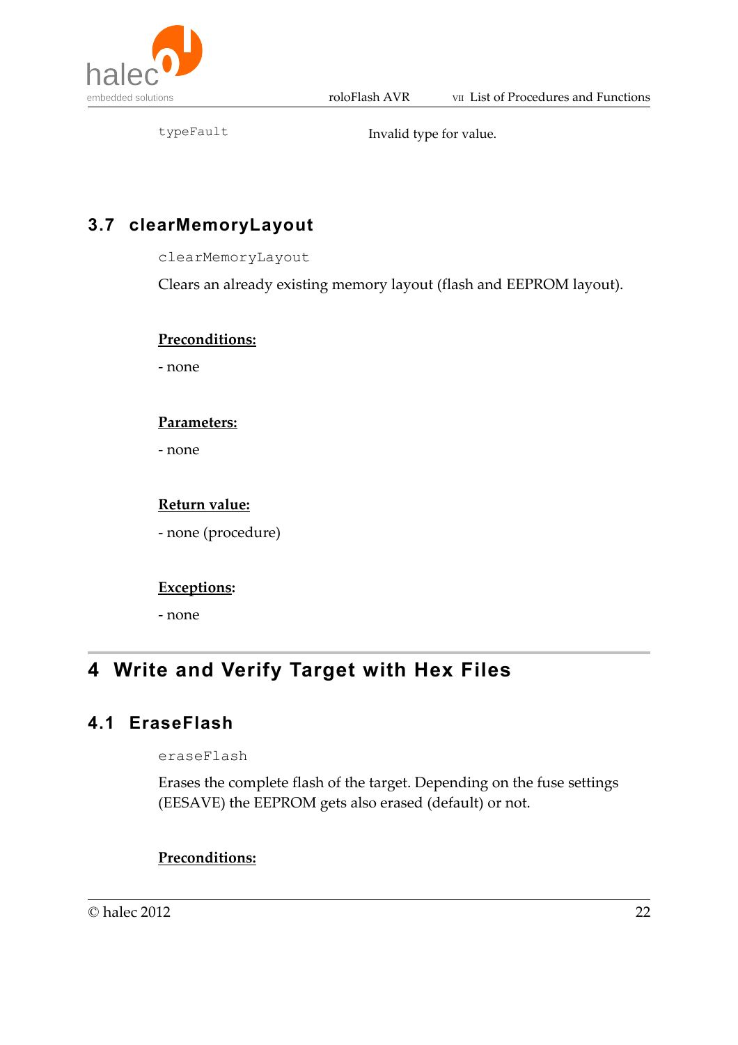| | |
|---|---|
| `typeFault` | Invalid type for value. |

## 3.7 clearMemoryLayout

`clearMemoryLayout`

Clears an already existing memory layout (flash and EEPROM layout).

**Preconditions:**

- none

**Parameters:**

- none

**Return value:**

- none (procedure)

**Exceptions:**

- none

# 4 Write and Verify Target with Hex Files

## 4.1 EraseFlash

`eraseFlash`

Erases the complete flash of the target. Depending on the fuse settings (EESAVE) the EEPROM gets also erased (default) or not.

**Preconditions:**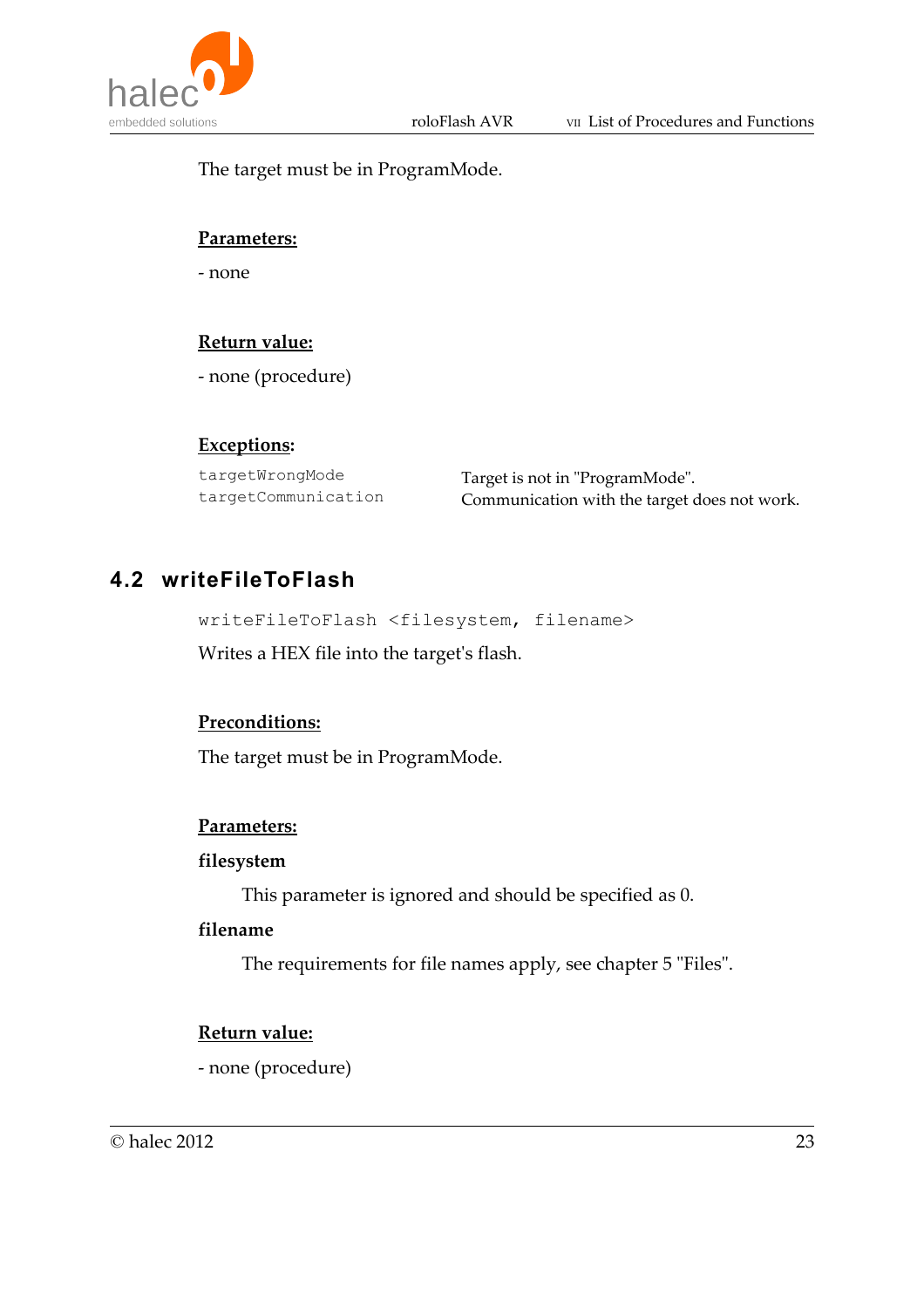The target must be in ProgramMode.

**Parameters:**

- none

**Return value:**

- none (procedure)

**Exceptions:**

| | |
|---|---|
| `targetWrongMode` | Target is not in "ProgramMode". |
| `targetCommunication` | Communication with the target does not work. |

## 4.2 writeFileToFlash

```
writeFileToFlash <filesystem, filename>
```

Writes a HEX file into the target's flash.

**Preconditions:**

The target must be in ProgramMode.

**Parameters:**

**filesystem**

This parameter is ignored and should be specified as 0.

**filename**

The requirements for file names apply, see chapter 5 "Files".

**Return value:**

- none (procedure)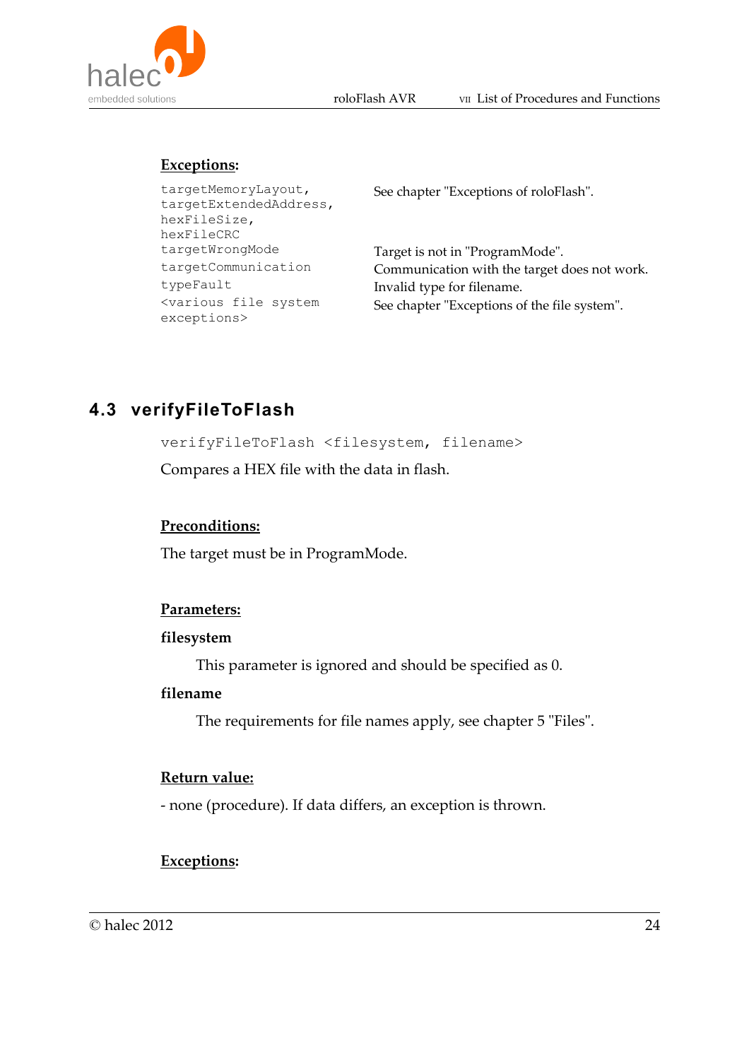**Exceptions:**

| | |
|---|---|
| `targetMemoryLayout,` `targetExtendedAddress,` `hexFileSize,` `hexFileCRC` | See chapter "Exceptions of roloFlash". |
| `targetWrongMode` | Target is not in "ProgramMode". |
| `targetCommunication` | Communication with the target does not work. |
| `typeFault` | Invalid type for filename. |
| `<various file system exceptions>` | See chapter "Exceptions of the file system". |

## 4.3 verifyFileToFlash

```
verifyFileToFlash <filesystem, filename>
```

Compares a HEX file with the data in flash.

**Preconditions:**

The target must be in ProgramMode.

**Parameters:**

**filesystem**

This parameter is ignored and should be specified as 0.

**filename**

The requirements for file names apply, see chapter 5 "Files".

**Return value:**

- none (procedure). If data differs, an exception is thrown.

**Exceptions:**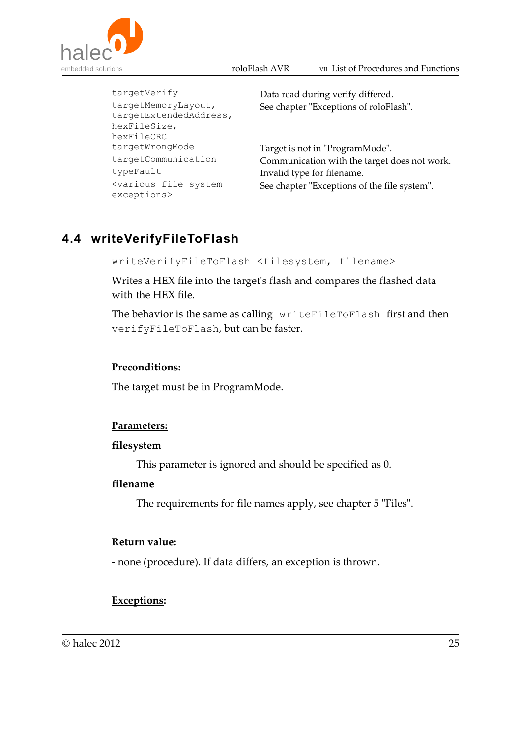| | |
|---|---|
| `targetVerify` | Data read during verify differed. |
| `targetMemoryLayout,` `targetExtendedAddress,` `hexFileSize,` `hexFileCRC` | See chapter "Exceptions of roloFlash". |
| `targetWrongMode` | Target is not in "ProgramMode". |
| `targetCommunication` | Communication with the target does not work. |
| `typeFault` | Invalid type for filename. |
| `<various file system exceptions>` | See chapter "Exceptions of the file system". |

## 4.4 writeVerifyFileToFlash

```
writeVerifyFileToFlash <filesystem, filename>
```

Writes a HEX file into the target's flash and compares the flashed data with the HEX file.

The behavior is the same as calling `writeFileToFlash` first and then `verifyFileToFlash`, but can be faster.

**Preconditions:**

The target must be in ProgramMode.

**Parameters:**

**filesystem**

This parameter is ignored and should be specified as 0.

**filename**

The requirements for file names apply, see chapter 5 "Files".

**Return value:**

- none (procedure). If data differs, an exception is thrown.

**Exceptions:**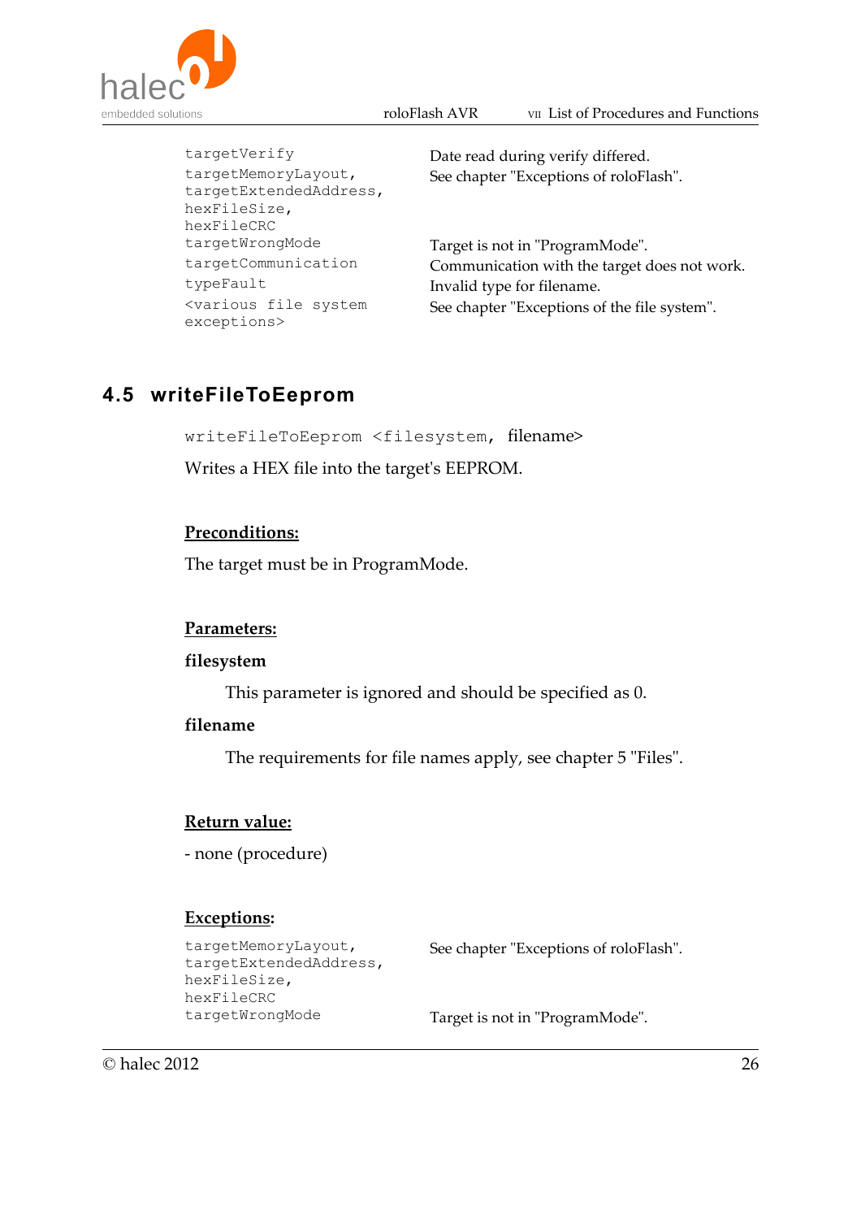| | |
|---|---|
| `targetVerify` | Date read during verify differed. |
| `targetMemoryLayout, targetExtendedAddress, hexFileSize, hexFileCRC` | See chapter "Exceptions of roloFlash". |
| `targetWrongMode` | Target is not in "ProgramMode". |
| `targetCommunication` | Communication with the target does not work. |
| `typeFault` | Invalid type for filename. |
| `<various file system exceptions>` | See chapter "Exceptions of the file system". |

## 4.5 writeFileToEeprom

`writeFileToEeprom <filesystem,` filename>

Writes a HEX file into the target's EEPROM.

**Preconditions:**

The target must be in ProgramMode.

**Parameters:**

**filesystem**

This parameter is ignored and should be specified as 0.

**filename**

The requirements for file names apply, see chapter 5 "Files".

**Return value:**

- none (procedure)

**Exceptions:**

| | |
|---|---|
| `targetMemoryLayout, targetExtendedAddress, hexFileSize, hexFileCRC` | See chapter "Exceptions of roloFlash". |
| `targetWrongMode` | Target is not in "ProgramMode". |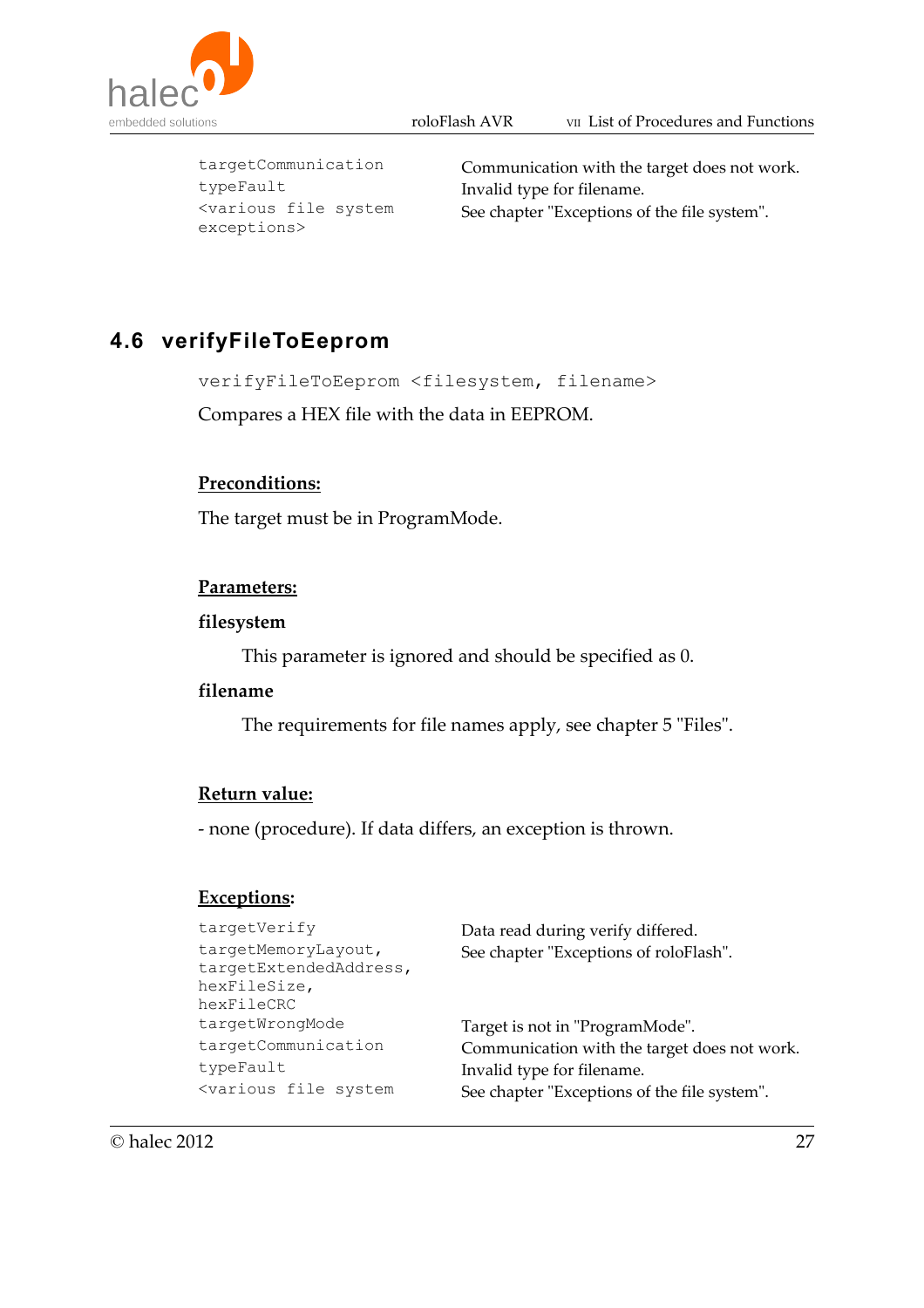| | |
|---|---|
| `targetCommunication` | Communication with the target does not work. |
| `typeFault` | Invalid type for filename. |
| `<various file system exceptions>` | See chapter "Exceptions of the file system". |

## 4.6 verifyFileToEeprom

`verifyFileToEeprom <filesystem, filename>`

Compares a HEX file with the data in EEPROM.

**Preconditions:**

The target must be in ProgramMode.

**Parameters:**

**filesystem**

This parameter is ignored and should be specified as 0.

**filename**

The requirements for file names apply, see chapter 5 "Files".

**Return value:**

- none (procedure). If data differs, an exception is thrown.

**Exceptions:**

| | |
|---|---|
| `targetVerify` | Data read during verify differed. |
| `targetMemoryLayout, targetExtendedAddress, hexFileSize, hexFileCRC` | See chapter "Exceptions of roloFlash". |
| `targetWrongMode` | Target is not in "ProgramMode". |
| `targetCommunication` | Communication with the target does not work. |
| `typeFault` | Invalid type for filename. |
| `<various file system` | See chapter "Exceptions of the file system". |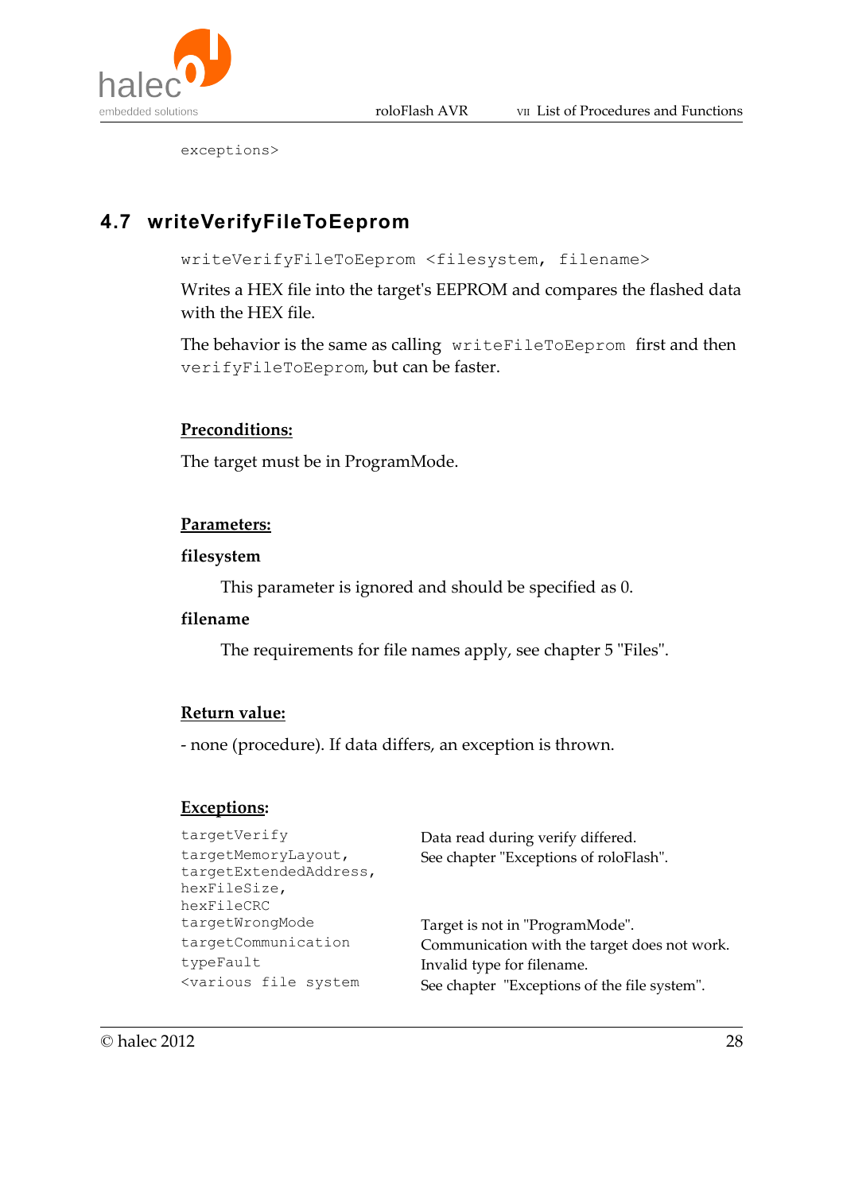exceptions>

## 4.7 writeVerifyFileToEeprom

`writeVerifyFileToEeprom <filesystem, filename>`

Writes a HEX file into the target's EEPROM and compares the flashed data with the HEX file.

The behavior is the same as calling `writeFileToEeprom` first and then `verifyFileToEeprom`, but can be faster.

**Preconditions:**

The target must be in ProgramMode.

**Parameters:**

**filesystem**

This parameter is ignored and should be specified as 0.

**filename**

The requirements for file names apply, see chapter 5 "Files".

**Return value:**

- none (procedure). If data differs, an exception is thrown.

**Exceptions:**

| | |
|---|---|
| `targetVerify` | Data read during verify differed. |
| `targetMemoryLayout, targetExtendedAddress, hexFileSize, hexFileCRC` | See chapter "Exceptions of roloFlash". |
| `targetWrongMode` | Target is not in "ProgramMode". |
| `targetCommunication` | Communication with the target does not work. |
| `typeFault` | Invalid type for filename. |
| `<various file system` | See chapter "Exceptions of the file system". |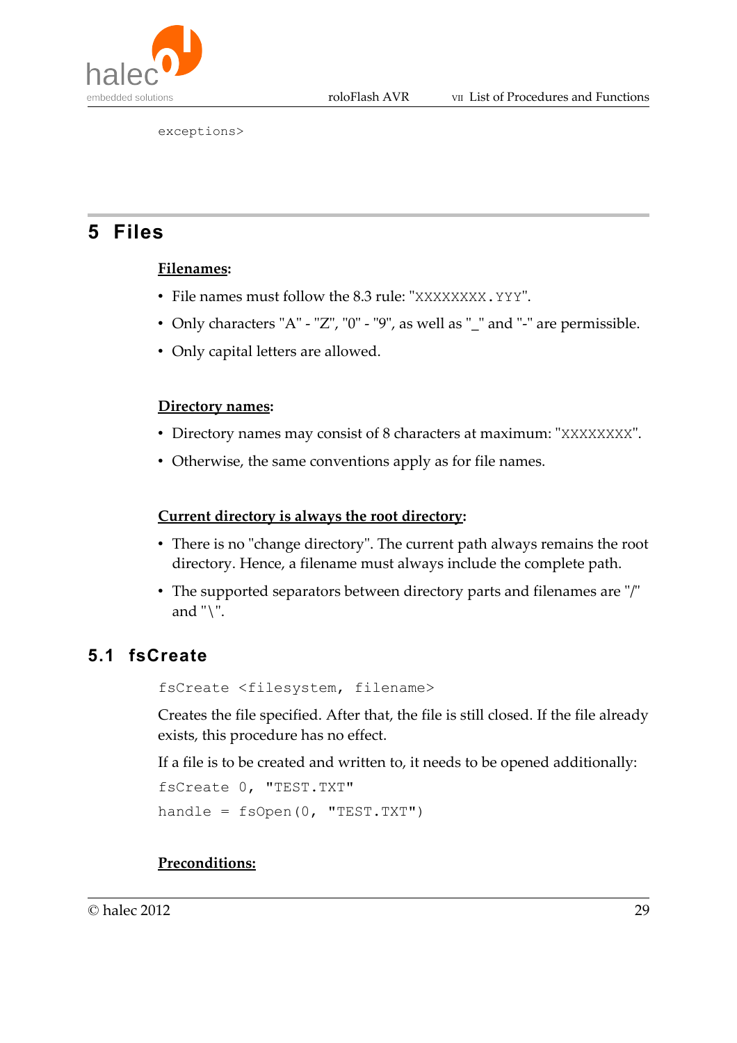```
exceptions>
```

# 5 Files

**Filenames:**

- File names must follow the 8.3 rule: "`XXXXXXXX.YYY`".
- Only characters "A" - "Z", "0" - "9", as well as "_" and "-" are permissible.
- Only capital letters are allowed.

**Directory names:**

- Directory names may consist of 8 characters at maximum: "`XXXXXXXX`".
- Otherwise, the same conventions apply as for file names.

**Current directory is always the root directory:**

- There is no "change directory". The current path always remains the root directory. Hence, a filename must always include the complete path.
- The supported separators between directory parts and filenames are "/" and "\".

## 5.1 fsCreate

```
fsCreate <filesystem, filename>
```

Creates the file specified. After that, the file is still closed. If the file already exists, this procedure has no effect.

If a file is to be created and written to, it needs to be opened additionally:

```
fsCreate 0, "TEST.TXT"
handle = fsOpen(0, "TEST.TXT")
```

**Preconditions:**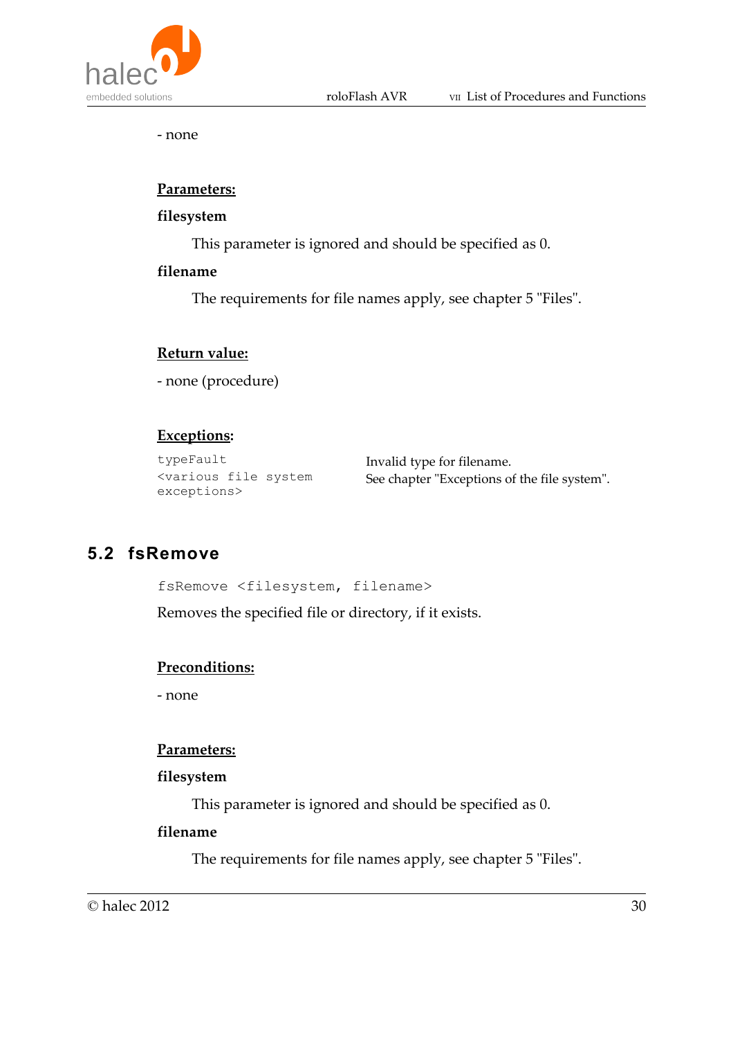- none

**Parameters:**

**filesystem**

This parameter is ignored and should be specified as 0.

**filename**

The requirements for file names apply, see chapter 5 "Files".

**Return value:**

- none (procedure)

**Exceptions:**

| | |
|---|---|
| `typeFault` | Invalid type for filename. |
| `<various file system exceptions>` | See chapter "Exceptions of the file system". |

## 5.2 fsRemove

```
fsRemove <filesystem, filename>
```

Removes the specified file or directory, if it exists.

**Preconditions:**

- none

**Parameters:**

**filesystem**

This parameter is ignored and should be specified as 0.

**filename**

The requirements for file names apply, see chapter 5 "Files".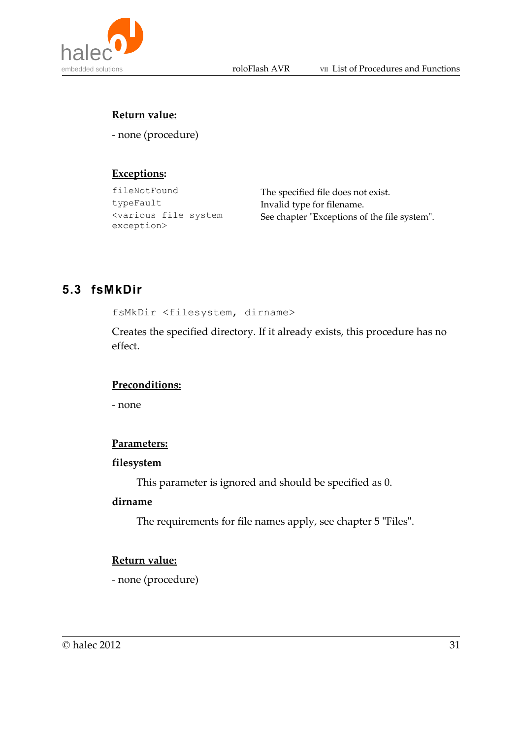**Return value:**

- none (procedure)

**Exceptions:**

| | |
|---|---|
| `fileNotFound` | The specified file does not exist. |
| `typeFault` | Invalid type for filename. |
| `<various file system exception>` | See chapter "Exceptions of the file system". |

## 5.3 fsMkDir

```
fsMkDir <filesystem, dirname>
```

Creates the specified directory. If it already exists, this procedure has no effect.

**Preconditions:**

- none

**Parameters:**

**filesystem**

This parameter is ignored and should be specified as 0.

**dirname**

The requirements for file names apply, see chapter 5 "Files".

**Return value:**

- none (procedure)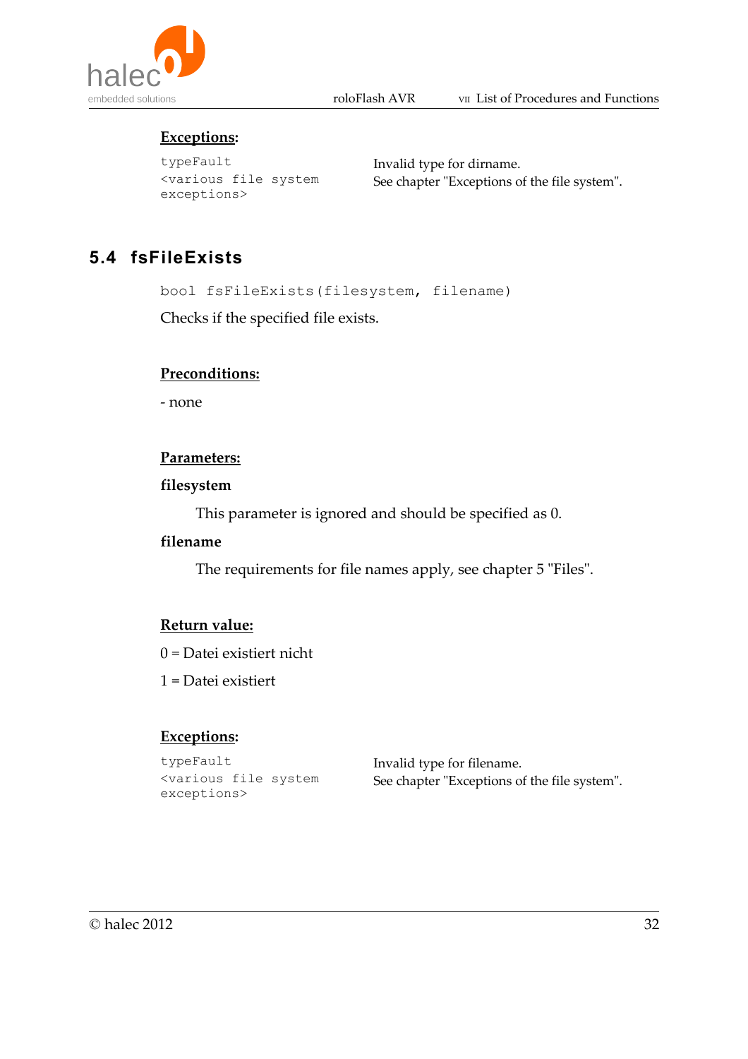**Exceptions:**

| | |
|---|---|
| `typeFault` | Invalid type for dirname. |
| `<various file system exceptions>` | See chapter "Exceptions of the file system". |

## 5.4 fsFileExists

```
bool fsFileExists(filesystem, filename)
```

Checks if the specified file exists.

**Preconditions:**

- none

**Parameters:**

**filesystem**

This parameter is ignored and should be specified as 0.

**filename**

The requirements for file names apply, see chapter 5 "Files".

**Return value:**

0 = Datei existiert nicht

1 = Datei existiert

**Exceptions:**

| | |
|---|---|
| `typeFault` | Invalid type for filename. |
| `<various file system exceptions>` | See chapter "Exceptions of the file system". |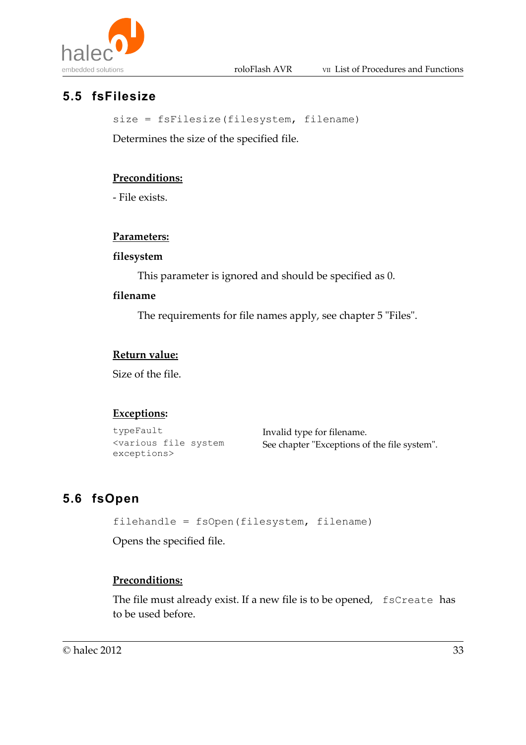## 5.5 fsFilesize

```
size = fsFilesize(filesystem, filename)
```

Determines the size of the specified file.

**Preconditions:**

- File exists.

**Parameters:**

**filesystem**

This parameter is ignored and should be specified as 0.

**filename**

The requirements for file names apply, see chapter 5 "Files".

**Return value:**

Size of the file.

**Exceptions:**

| | |
|---|---|
| `typeFault` | Invalid type for filename. |
| `<various file system exceptions>` | See chapter "Exceptions of the file system". |

## 5.6 fsOpen

```
filehandle = fsOpen(filesystem, filename)
```

Opens the specified file.

**Preconditions:**

The file must already exist. If a new file is to be opened, `fsCreate` has to be used before.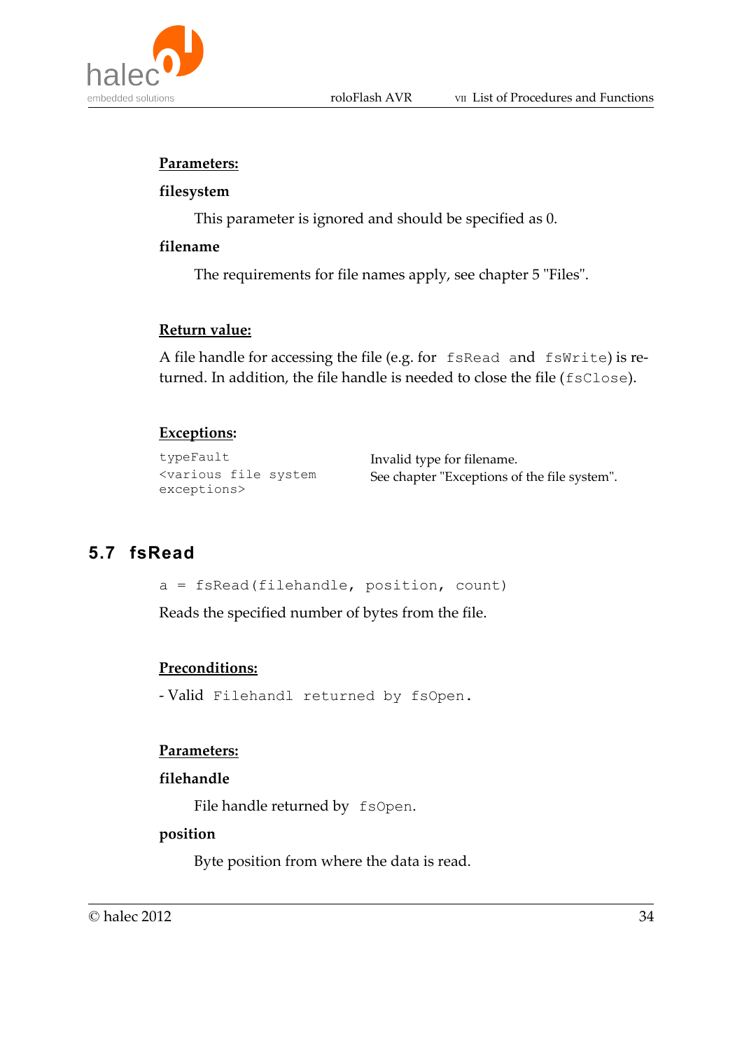**<u>Parameters:</u>**

**filesystem**

This parameter is ignored and should be specified as 0.

**filename**

The requirements for file names apply, see chapter 5 "Files".

**<u>Return value:</u>**

A file handle for accessing the file (e.g. for `fsRead` and `fsWrite`) is returned. In addition, the file handle is needed to close the file (`fsClose`).

**<u>Exceptions</u>:**

| | |
|---|---|
| `typeFault` | Invalid type for filename. |
| `<various file system exceptions>` | See chapter "Exceptions of the file system". |

## 5.7 fsRead

```
a = fsRead(filehandle, position, count)
```

Reads the specified number of bytes from the file.

**<u>Preconditions:</u>**

- Valid `Filehandl returned by fsOpen.`

**<u>Parameters:</u>**

**filehandle**

File handle returned by `fsOpen`.

**position**

Byte position from where the data is read.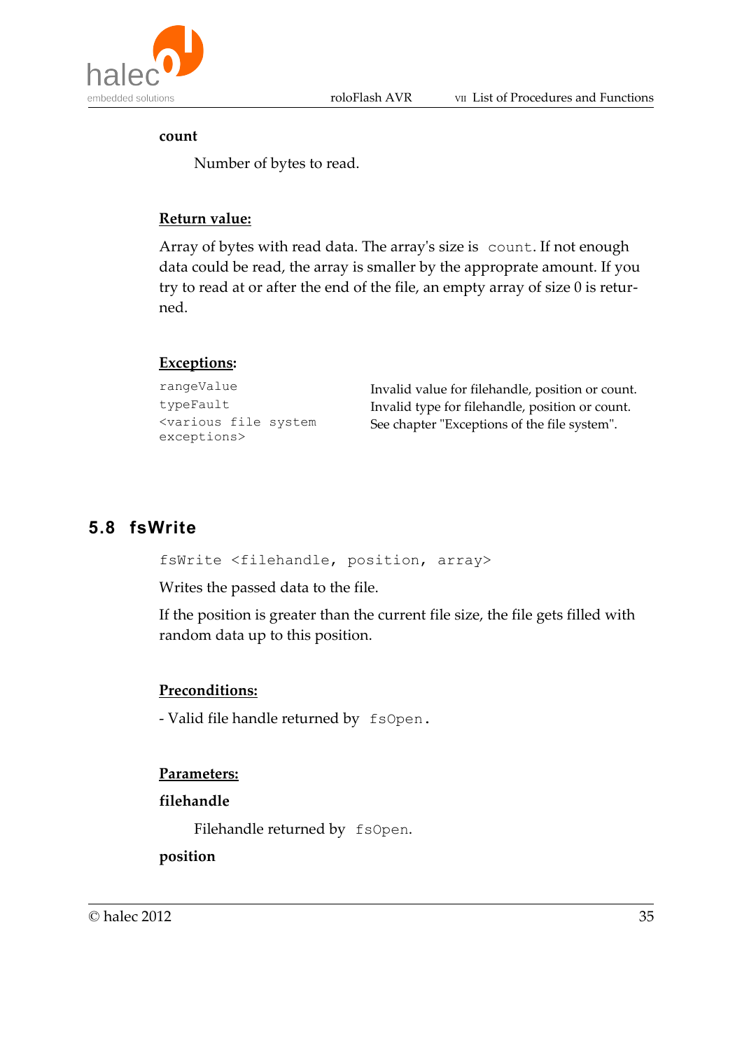**count**

Number of bytes to read.

**Return value:**

Array of bytes with read data. The array's size is `count`. If not enough data could be read, the array is smaller by the approprate amount. If you try to read at or after the end of the file, an empty array of size 0 is returned.

**Exceptions:**

| | |
|---|---|
| `rangeValue` | Invalid value for filehandle, position or count. |
| `typeFault` | Invalid type for filehandle, position or count. |
| `<various file system exceptions>` | See chapter "Exceptions of the file system". |

## 5.8 fsWrite

```
fsWrite <filehandle, position, array>
```

Writes the passed data to the file.

If the position is greater than the current file size, the file gets filled with random data up to this position.

**Preconditions:**

- Valid file handle returned by `fsOpen`.

**Parameters:**

**filehandle**

Filehandle returned by `fsOpen`.

**position**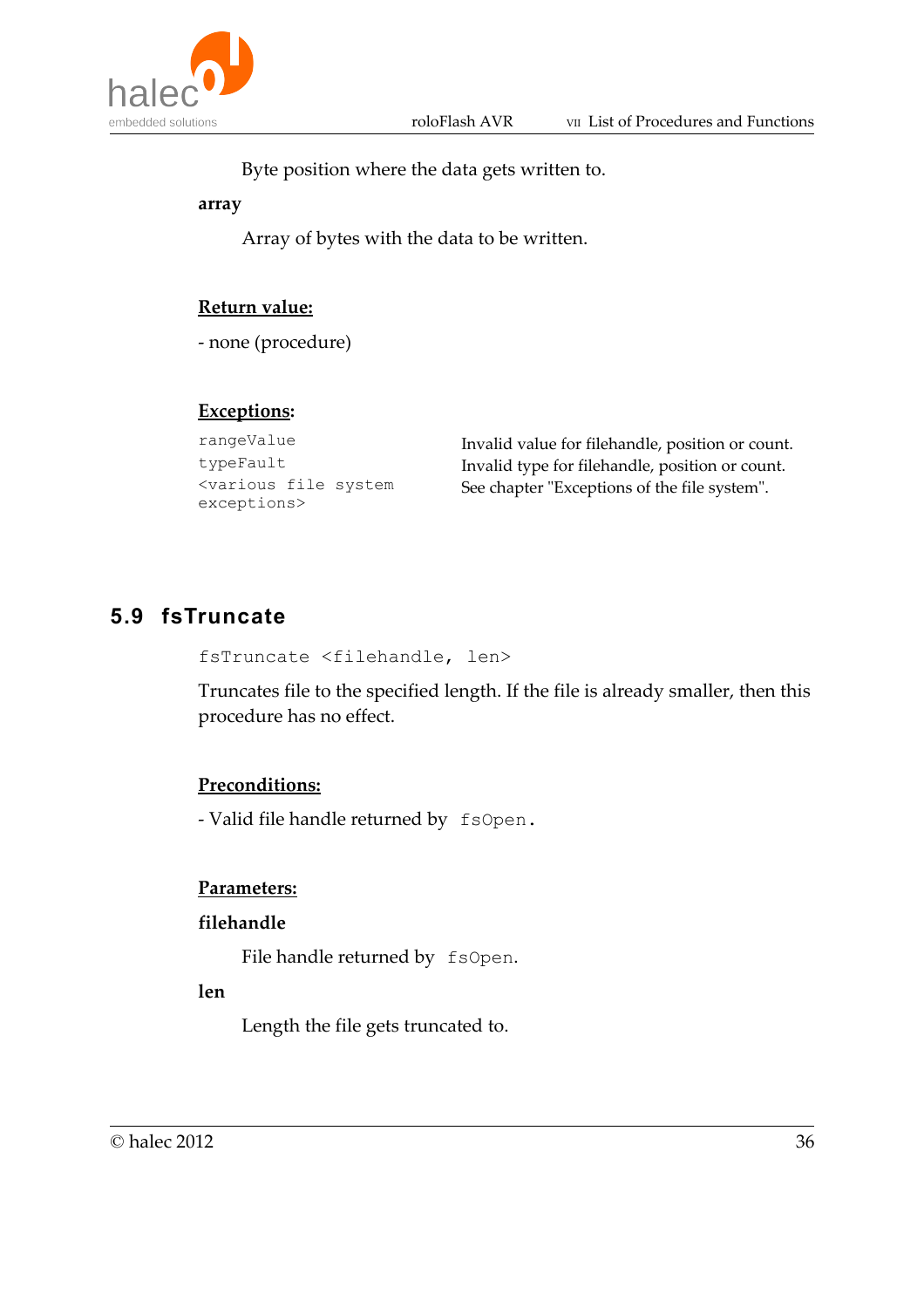Byte position where the data gets written to.

**array**

Array of bytes with the data to be written.

**Return value:**

- none (procedure)

**Exceptions:**

| | |
|---|---|
| `rangeValue` | Invalid value for filehandle, position or count. |
| `typeFault` | Invalid type for filehandle, position or count. |
| `<various file system exceptions>` | See chapter "Exceptions of the file system". |

## 5.9 fsTruncate

```
fsTruncate <filehandle, len>
```

Truncates file to the specified length. If the file is already smaller, then this procedure has no effect.

**Preconditions:**

- Valid file handle returned by `fsOpen`.

**Parameters:**

**filehandle**

File handle returned by `fsOpen`.

**len**

Length the file gets truncated to.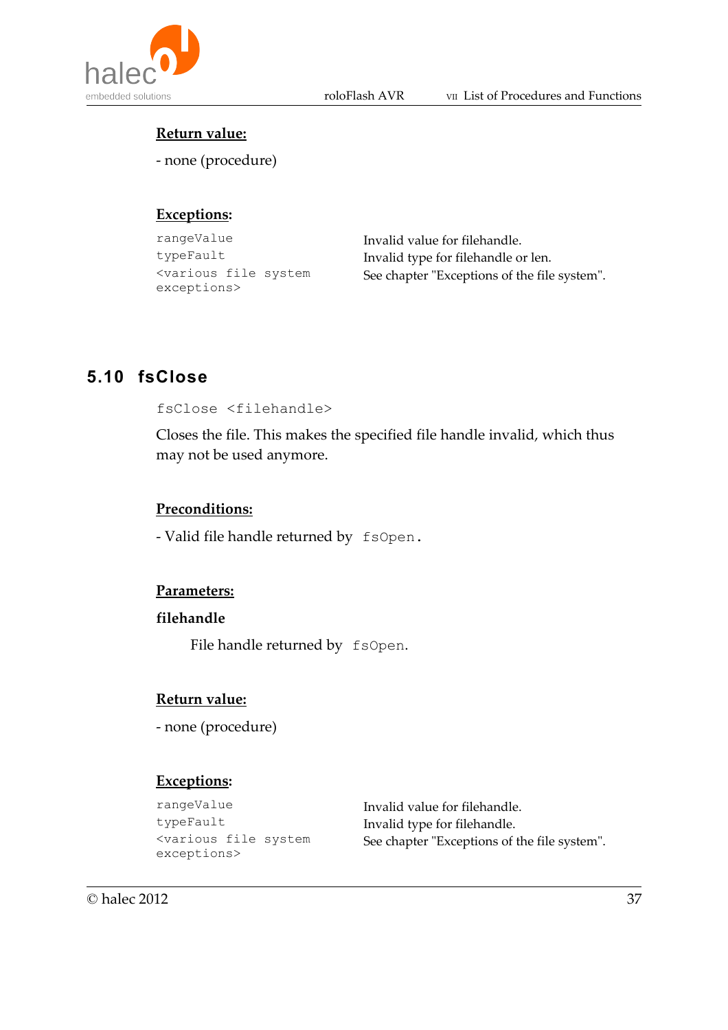**Return value:**

- none (procedure)

**Exceptions:**

| | |
|---|---|
| `rangeValue` | Invalid value for filehandle. |
| `typeFault` | Invalid type for filehandle or len. |
| `<various file system exceptions>` | See chapter "Exceptions of the file system". |

## 5.10 fsClose

```
fsClose <filehandle>
```

Closes the file. This makes the specified file handle invalid, which thus may not be used anymore.

**Preconditions:**

- Valid file handle returned by `fsOpen`.

**Parameters:**

**filehandle**

File handle returned by `fsOpen`.

**Return value:**

- none (procedure)

**Exceptions:**

| | |
|---|---|
| `rangeValue` | Invalid value for filehandle. |
| `typeFault` | Invalid type for filehandle. |
| `<various file system exceptions>` | See chapter "Exceptions of the file system". |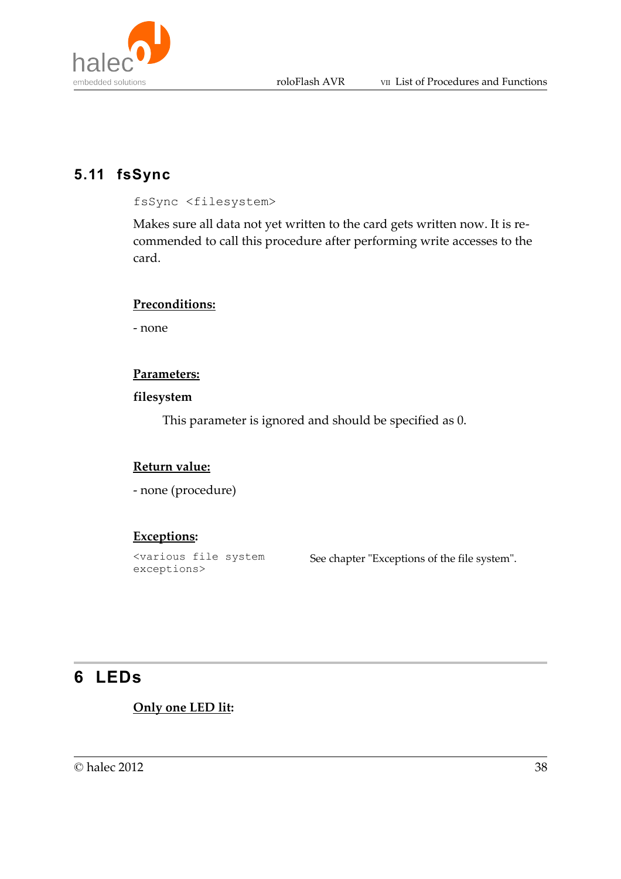## 5.11 fsSync

```
fsSync <filesystem>
```

Makes sure all data not yet written to the card gets written now. It is recommended to call this procedure after performing write accesses to the card.

**Preconditions:**

- none

**Parameters:**

**filesystem**

This parameter is ignored and should be specified as 0.

**Return value:**

- none (procedure)

**Exceptions:**

| | |
|---|---|
| `<various file system exceptions>` | See chapter "Exceptions of the file system". |

# 6 LEDs

**Only one LED lit:**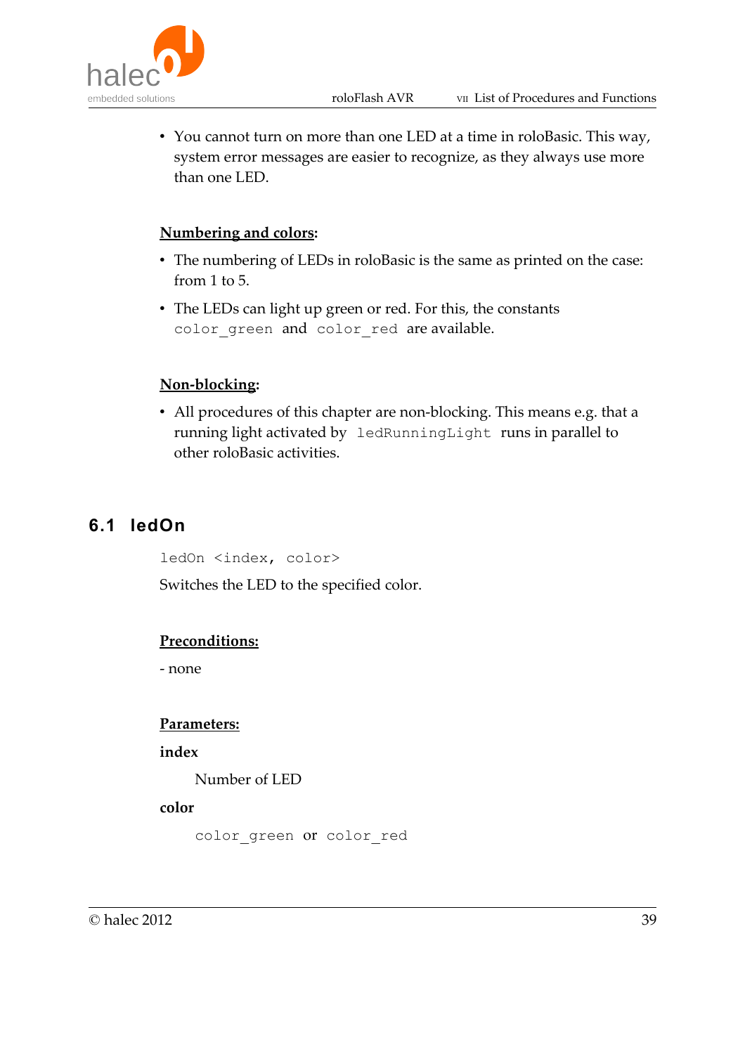- You cannot turn on more than one LED at a time in roloBasic. This way, system error messages are easier to recognize, as they always use more than one LED.

**Numbering and colors:**

- The numbering of LEDs in roloBasic is the same as printed on the case: from 1 to 5.
- The LEDs can light up green or red. For this, the constants `color_green` and `color_red` are available.

**Non-blocking:**

- All procedures of this chapter are non-blocking. This means e.g. that a running light activated by `ledRunningLight` runs in parallel to other roloBasic activities.

## 6.1 ledOn

```
ledOn <index, color>
```

Switches the LED to the specified color.

**Preconditions:**

- none

**Parameters:**

**index**

Number of LED

**color**

`color_green` or `color_red`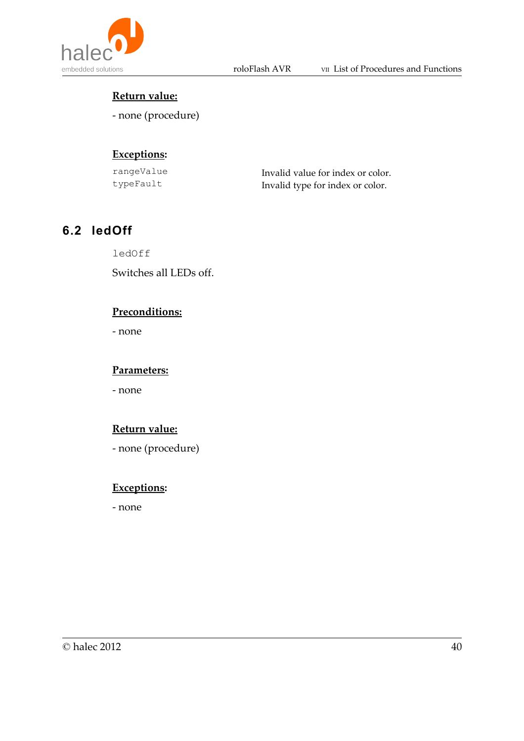**Return value:**

- none (procedure)

**Exceptions:**

| | |
|---|---|
| `rangeValue` | Invalid value for index or color. |
| `typeFault` | Invalid type for index or color. |

## 6.2 ledOff

`ledOff`

Switches all LEDs off.

**Preconditions:**

- none

**Parameters:**

- none

**Return value:**

- none (procedure)

**Exceptions:**

- none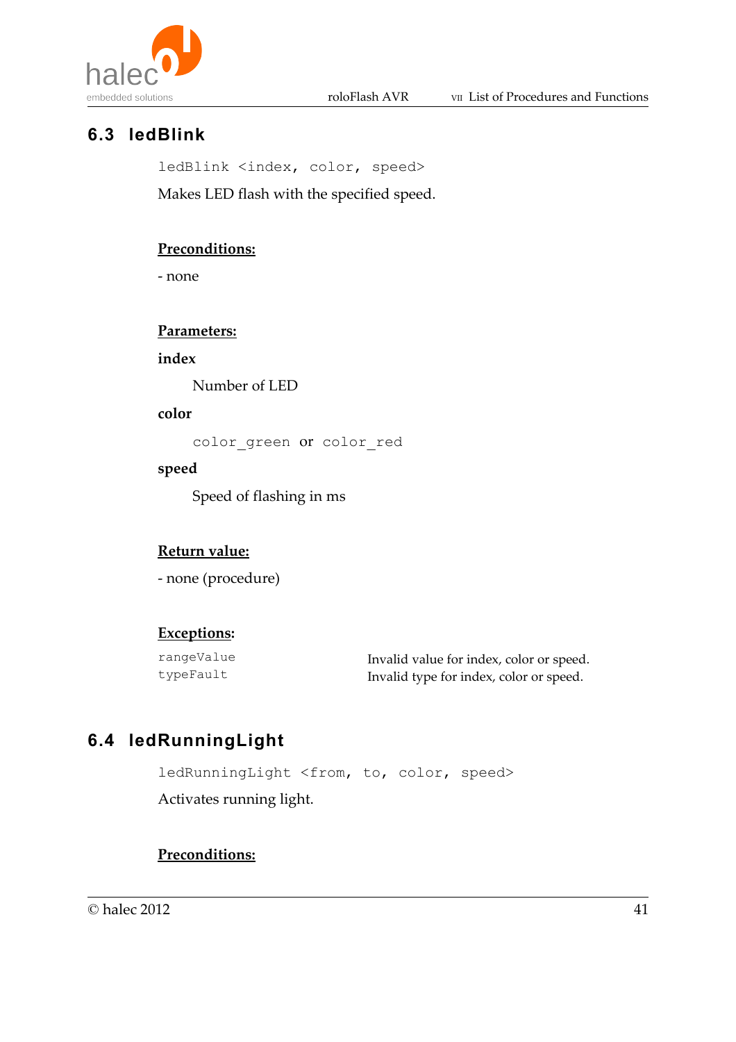## 6.3 ledBlink

`ledBlink <index, color, speed>`

Makes LED flash with the specified speed.

**Preconditions:**

- none

**Parameters:**

**index**

Number of LED

**color**

`color_green` or `color_red`

**speed**

Speed of flashing in ms

**Return value:**

- none (procedure)

**Exceptions:**

| | |
|---|---|
| `rangeValue` | Invalid value for index, color or speed. |
| `typeFault` | Invalid type for index, color or speed. |

## 6.4 ledRunningLight

`ledRunningLight <from, to, color, speed>`

Activates running light.

**Preconditions:**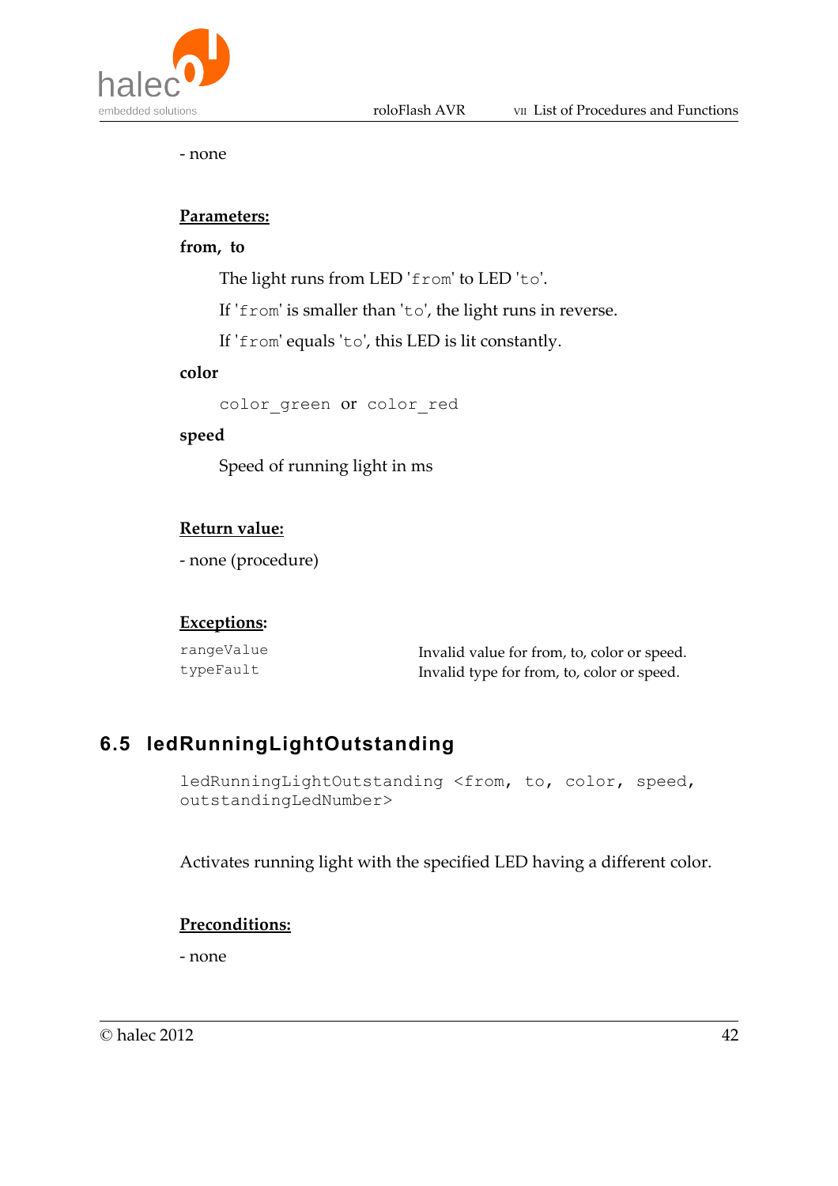- none

**Parameters:**

**from, to**

The light runs from LED '`from`' to LED '`to`'.

If '`from`' is smaller than '`to`', the light runs in reverse.

If '`from`' equals '`to`', this LED is lit constantly.

**color**

`color_green` or `color_red`

**speed**

Speed of running light in ms

**Return value:**

- none (procedure)

**Exceptions:**

| | |
|---|---|
| `rangeValue` | Invalid value for from, to, color or speed. |
| `typeFault` | Invalid type for from, to, color or speed. |

## 6.5 ledRunningLightOutstanding

```
ledRunningLightOutstanding <from, to, color, speed,
outstandingLedNumber>
```

Activates running light with the specified LED having a different color.

**Preconditions:**

- none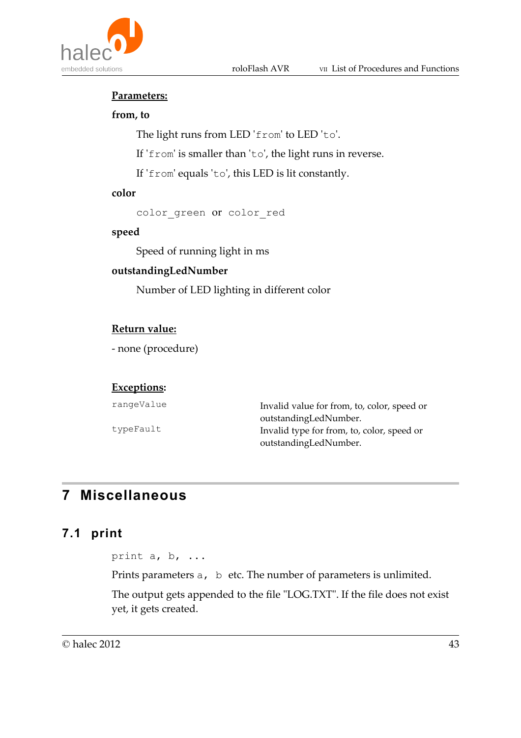**Parameters:**

**from, to**

The light runs from LED '`from`' to LED '`to`'.

If '`from`' is smaller than '`to`', the light runs in reverse.

If '`from`' equals '`to`', this LED is lit constantly.

**color**

`color_green` or `color_red`

**speed**

Speed of running light in ms

**outstandingLedNumber**

Number of LED lighting in different color

**Return value:**

- none (procedure)

**Exceptions:**

| | |
|---|---|
| `rangeValue` | Invalid value for from, to, color, speed or outstandingLedNumber. |
| `typeFault` | Invalid type for from, to, color, speed or outstandingLedNumber. |

# 7 Miscellaneous

## 7.1 print

```
print a, b, ...
```

Prints parameters `a, b` etc. The number of parameters is unlimited.

The output gets appended to the file "LOG.TXT". If the file does not exist yet, it gets created.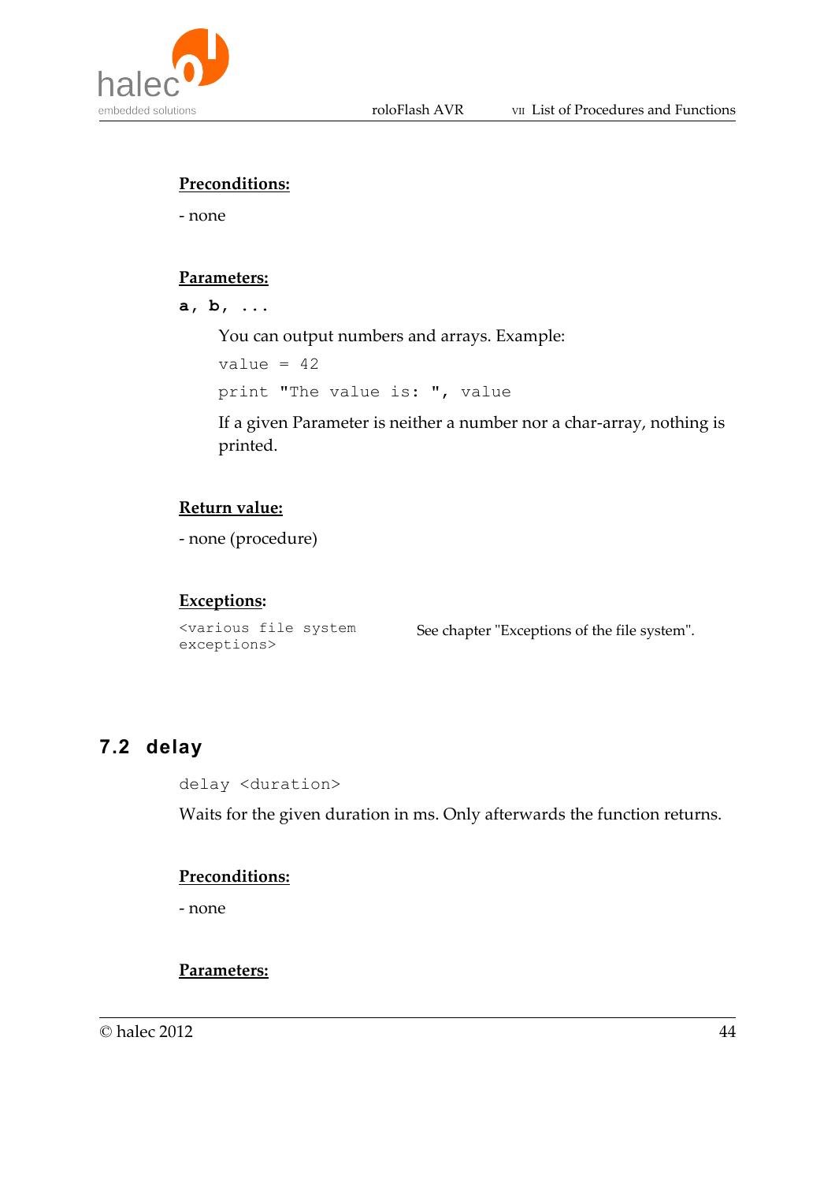**Preconditions:**

- none

**Parameters:**

**a, b, ...**

You can output numbers and arrays. Example:

```
value = 42
print "The value is: ", value
```

If a given Parameter is neither a number nor a char-array, nothing is printed.

**Return value:**

- none (procedure)

**Exceptions:**

| | |
|---|---|
| `<various file system exceptions>` | See chapter "Exceptions of the file system". |

## 7.2 delay

```
delay <duration>
```

Waits for the given duration in ms. Only afterwards the function returns.

**Preconditions:**

- none

**Parameters:**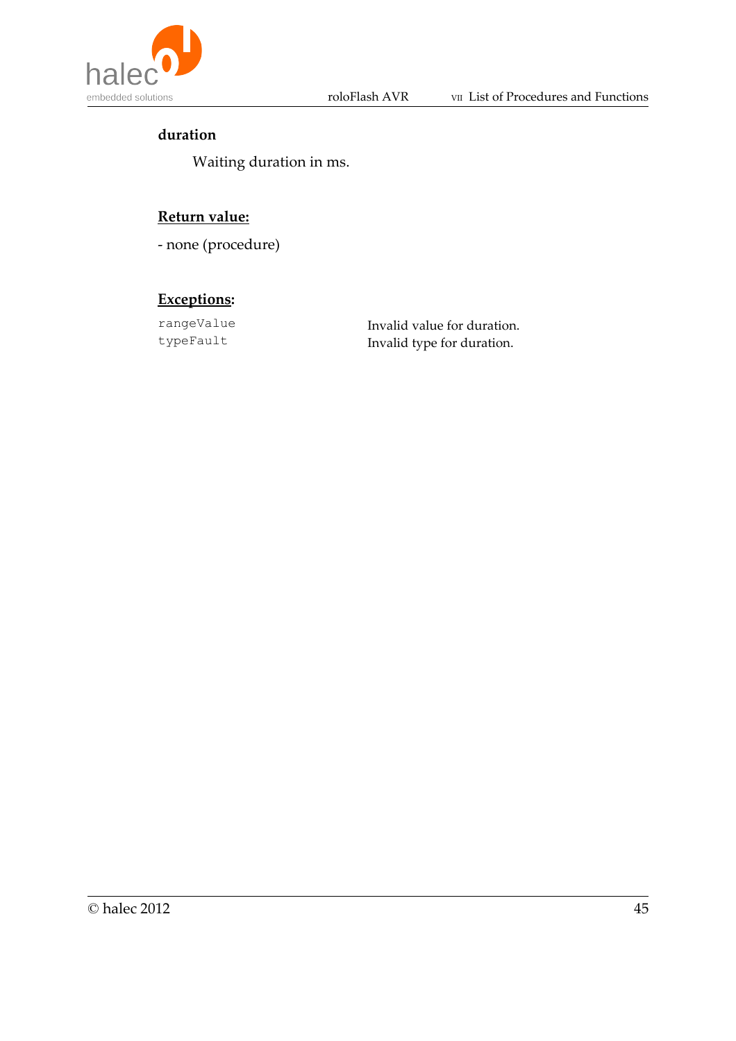**duration**

Waiting duration in ms.

**<u>Return value:</u>**

- none (procedure)

**<u>Exceptions</u>:**

| | |
|---|---|
| `rangeValue` | Invalid value for duration. |
| `typeFault` | Invalid type for duration. |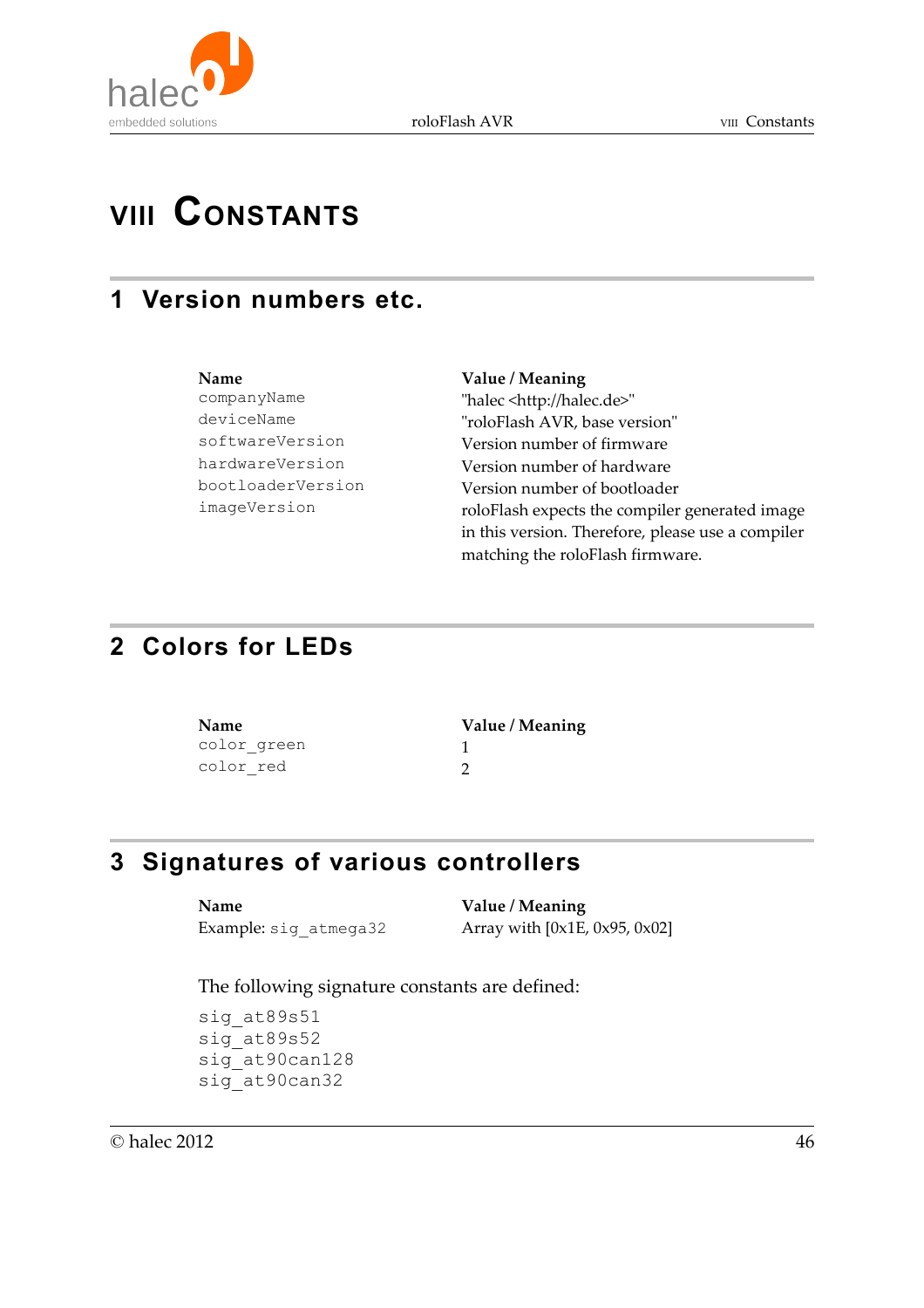# VIII Constants

## 1 Version numbers etc.

| Name | Value / Meaning |
|---|---|
| `companyName` | "halec <http://halec.de>" |
| `deviceName` | "roloFlash AVR, base version" |
| `softwareVersion` | Version number of firmware |
| `hardwareVersion` | Version number of hardware |
| `bootloaderVersion` | Version number of bootloader |
| `imageVersion` | roloFlash expects the compiler generated image in this version. Therefore, please use a compiler matching the roloFlash firmware. |

## 2 Colors for LEDs

| Name | Value / Meaning |
|---|---|
| `color_green` | 1 |
| `color_red` | 2 |

## 3 Signatures of various controllers

| Name | Value / Meaning |
|---|---|
| Example: `sig_atmega32` | Array with [0x1E, 0x95, 0x02] |

The following signature constants are defined:

```
sig_at89s51
sig_at89s52
sig_at90can128
sig_at90can32
```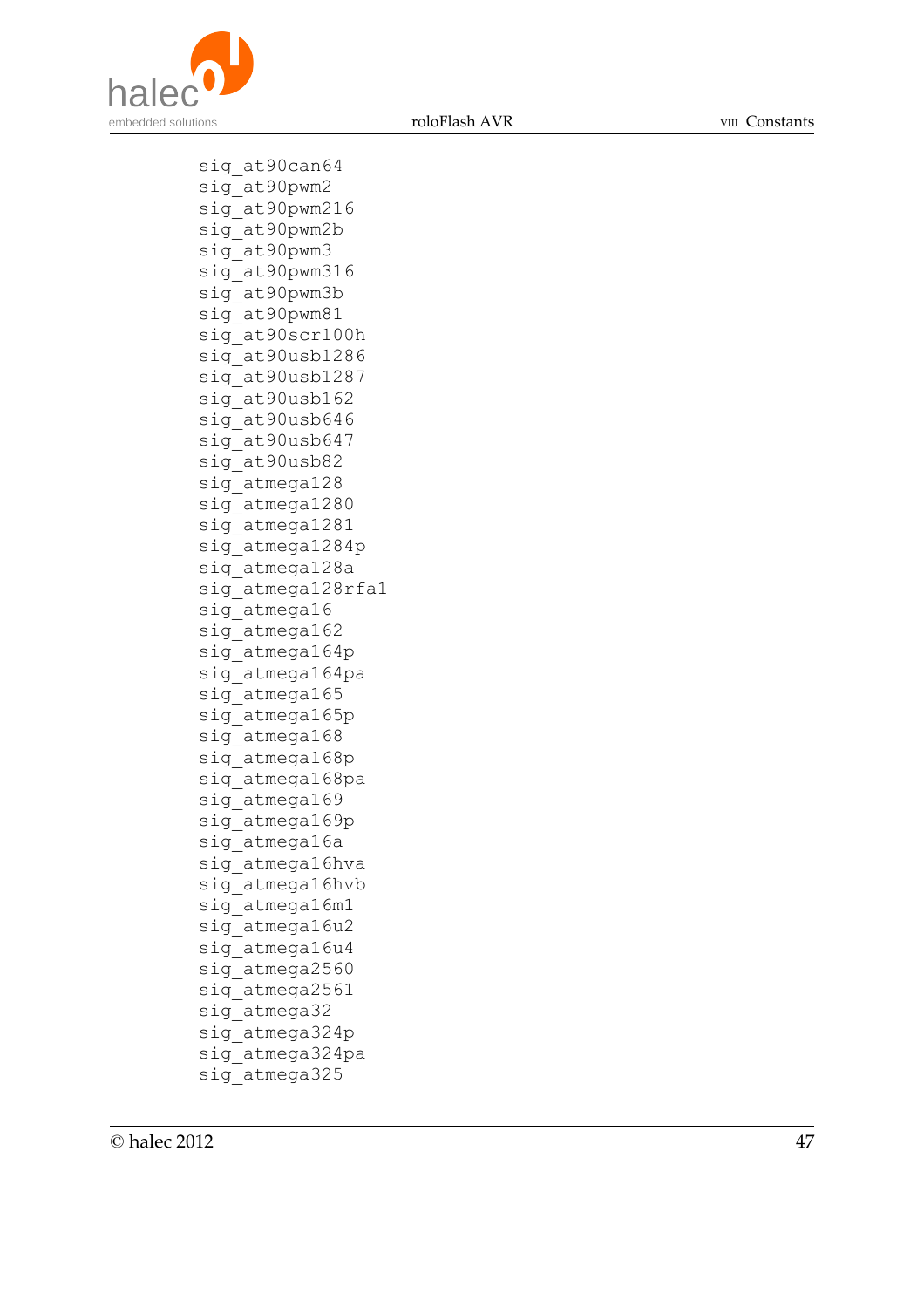```
sig_at90can64
sig_at90pwm2
sig_at90pwm216
sig_at90pwm2b
sig_at90pwm3
sig_at90pwm316
sig_at90pwm3b
sig_at90pwm81
sig_at90scr100h
sig_at90usb1286
sig_at90usb1287
sig_at90usb162
sig_at90usb646
sig_at90usb647
sig_at90usb82
sig_atmega128
sig_atmega1280
sig_atmega1281
sig_atmega1284p
sig_atmega128a
sig_atmega128rfa1
sig_atmega16
sig_atmega162
sig_atmega164p
sig_atmega164pa
sig_atmega165
sig_atmega165p
sig_atmega168
sig_atmega168p
sig_atmega168pa
sig_atmega169
sig_atmega169p
sig_atmega16a
sig_atmega16hva
sig_atmega16hvb
sig_atmega16m1
sig_atmega16u2
sig_atmega16u4
sig_atmega2560
sig_atmega2561
sig_atmega32
sig_atmega324p
sig_atmega324pa
sig_atmega325
```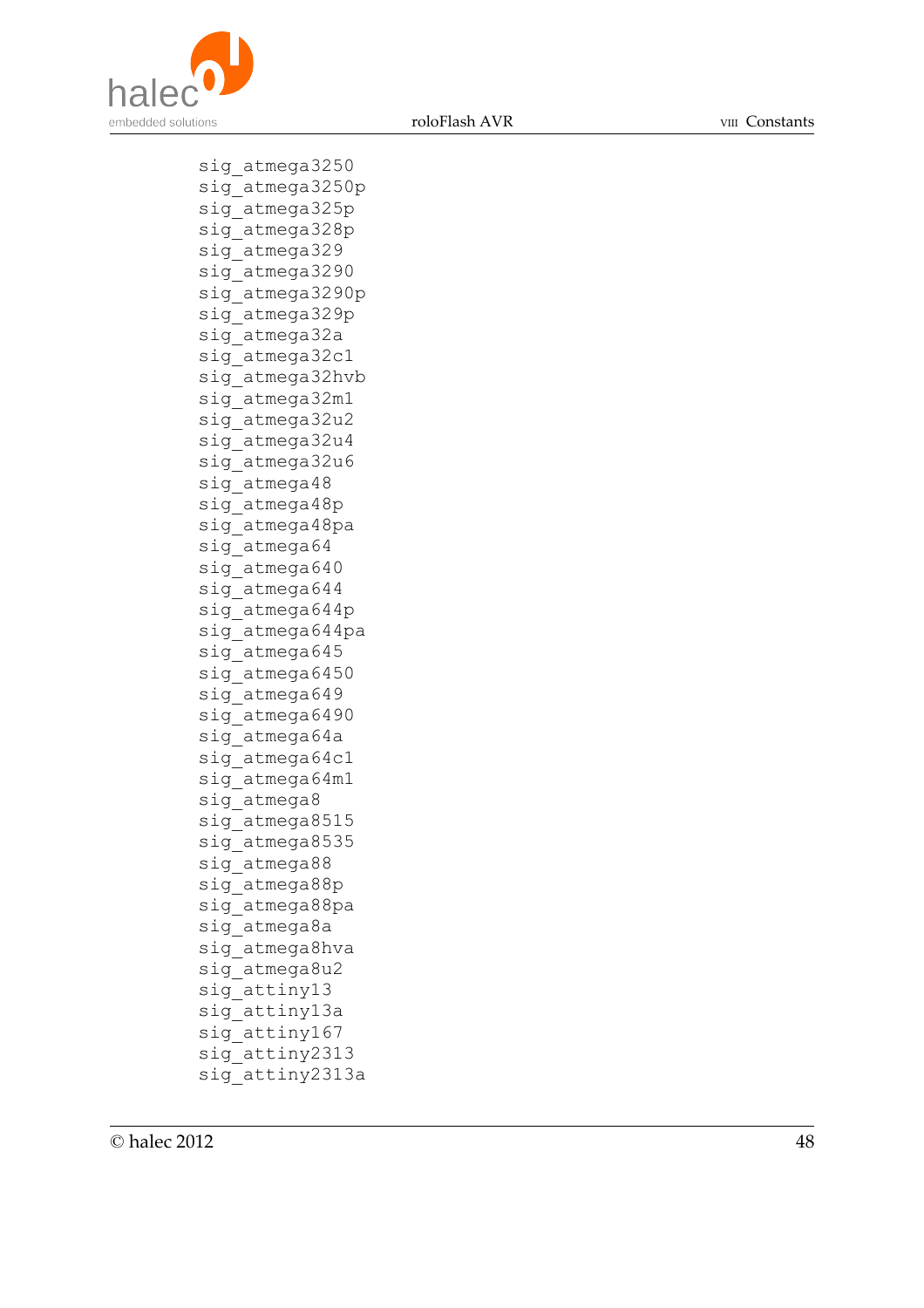```
sig_atmega3250
sig_atmega3250p
sig_atmega325p
sig_atmega328p
sig_atmega329
sig_atmega3290
sig_atmega3290p
sig_atmega329p
sig_atmega32a
sig_atmega32c1
sig_atmega32hvb
sig_atmega32m1
sig_atmega32u2
sig_atmega32u4
sig_atmega32u6
sig_atmega48
sig_atmega48p
sig_atmega48pa
sig_atmega64
sig_atmega640
sig_atmega644
sig_atmega644p
sig_atmega644pa
sig_atmega645
sig_atmega6450
sig_atmega649
sig_atmega6490
sig_atmega64a
sig_atmega64c1
sig_atmega64m1
sig_atmega8
sig_atmega8515
sig_atmega8535
sig_atmega88
sig_atmega88p
sig_atmega88pa
sig_atmega8a
sig_atmega8hva
sig_atmega8u2
sig_attiny13
sig_attiny13a
sig_attiny167
sig_attiny2313
sig_attiny2313a
```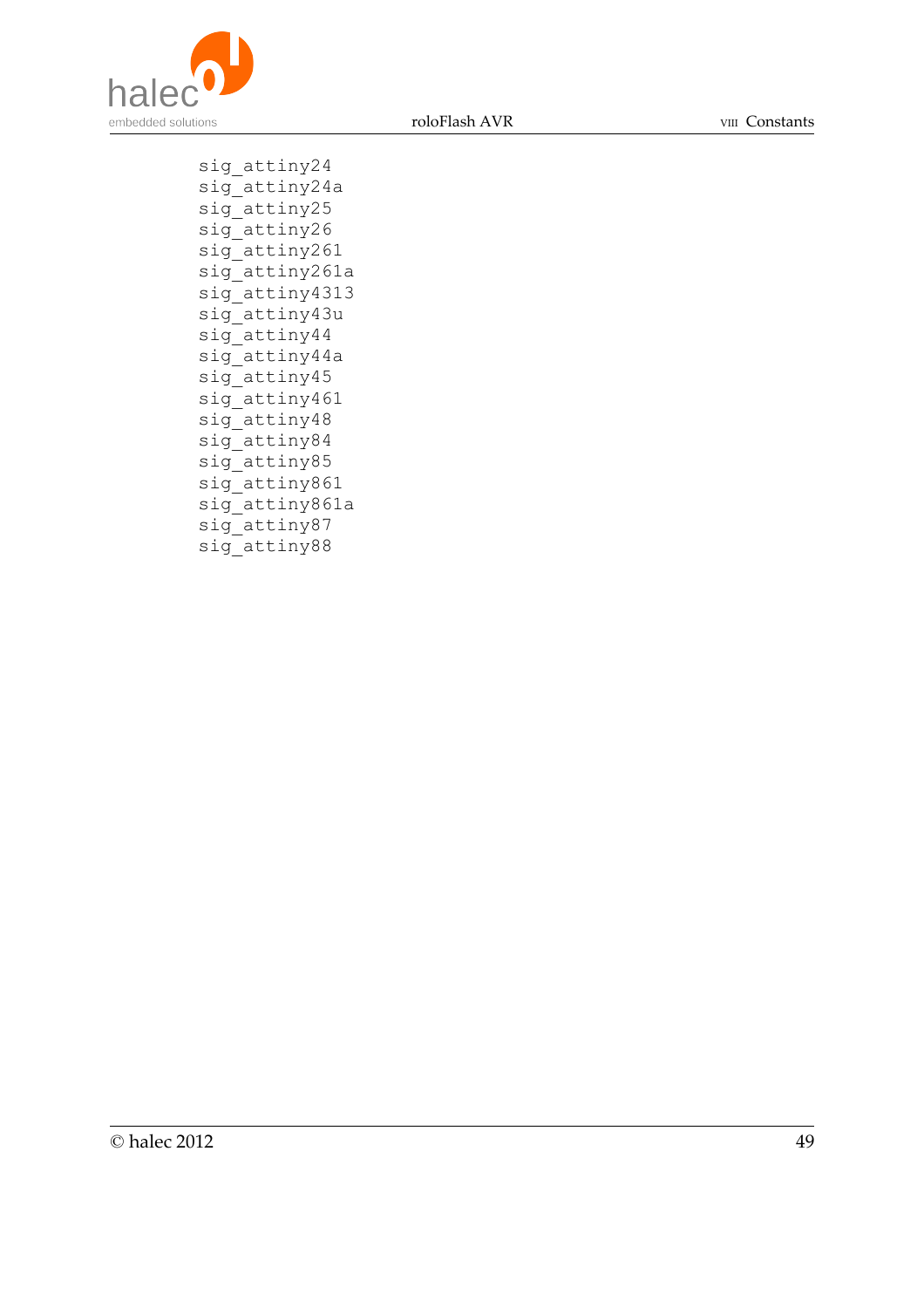```
sig_attiny24
sig_attiny24a
sig_attiny25
sig_attiny26
sig_attiny261
sig_attiny261a
sig_attiny4313
sig_attiny43u
sig_attiny44
sig_attiny44a
sig_attiny45
sig_attiny461
sig_attiny48
sig_attiny84
sig_attiny85
sig_attiny861
sig_attiny861a
sig_attiny87
sig_attiny88
```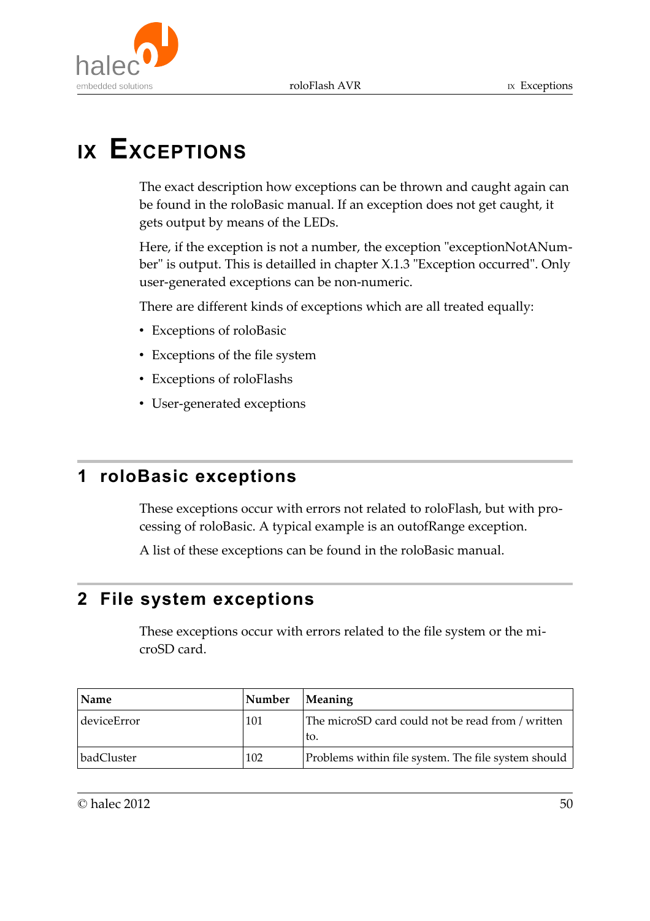# IX Exceptions

The exact description how exceptions can be thrown and caught again can be found in the roloBasic manual. If an exception does not get caught, it gets output by means of the LEDs.

Here, if the exception is not a number, the exception "exceptionNotANumber" is output. This is detailled in chapter X.1.3 "Exception occurred". Only user-generated exceptions can be non-numeric.

There are different kinds of exceptions which are all treated equally:

- Exceptions of roloBasic
- Exceptions of the file system
- Exceptions of roloFlashs
- User-generated exceptions

## 1 roloBasic exceptions

These exceptions occur with errors not related to roloFlash, but with processing of roloBasic. A typical example is an outofRange exception.

A list of these exceptions can be found in the roloBasic manual.

## 2 File system exceptions

These exceptions occur with errors related to the file system or the microSD card.

| Name | Number | Meaning |
|---|---|---|
| deviceError | 101 | The microSD card could not be read from / written to. |
| badCluster | 102 | Problems within file system. The file system should |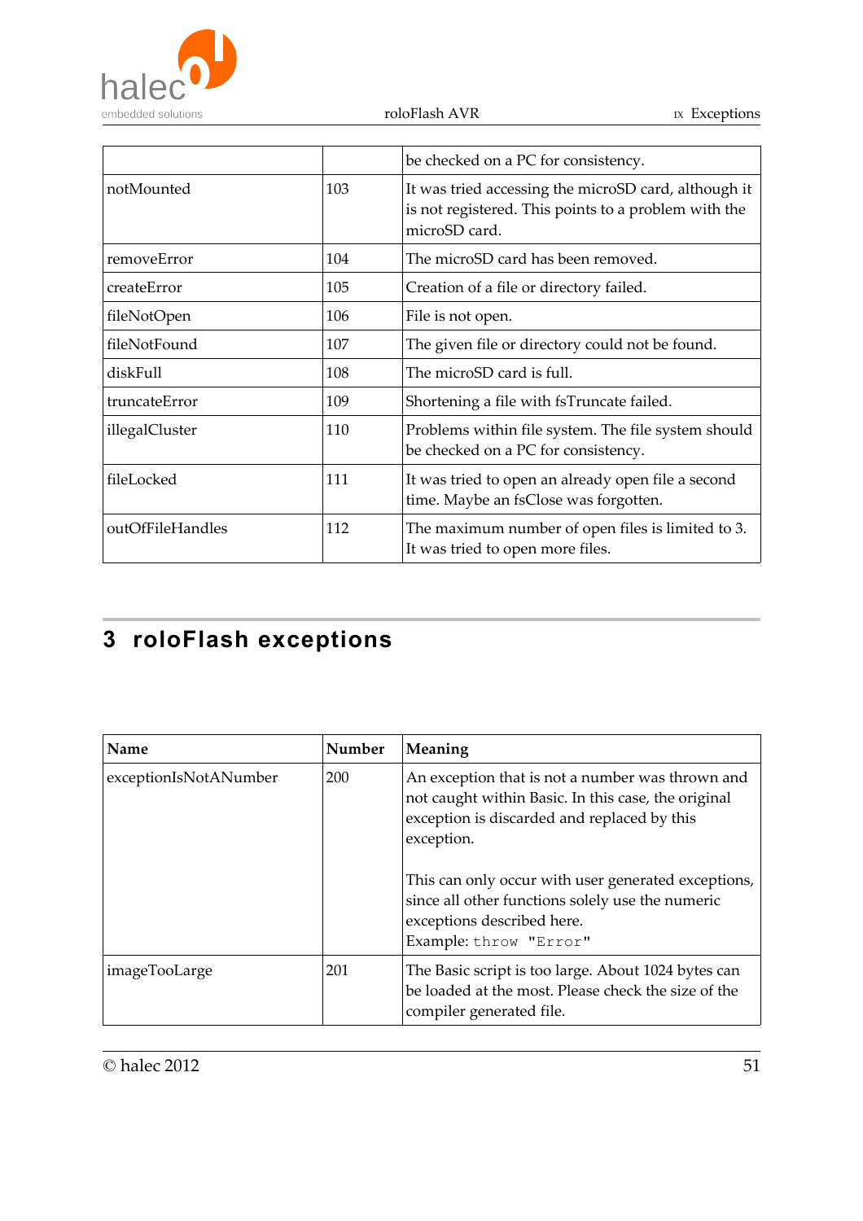| | | |
|---|---|---|
| | | be checked on a PC for consistency. |
| notMounted | 103 | It was tried accessing the microSD card, although it is not registered. This points to a problem with the microSD card. |
| removeError | 104 | The microSD card has been removed. |
| createError | 105 | Creation of a file or directory failed. |
| fileNotOpen | 106 | File is not open. |
| fileNotFound | 107 | The given file or directory could not be found. |
| diskFull | 108 | The microSD card is full. |
| truncateError | 109 | Shortening a file with fsTruncate failed. |
| illegalCluster | 110 | Problems within file system. The file system should be checked on a PC for consistency. |
| fileLocked | 111 | It was tried to open an already open file a second time. Maybe an fsClose was forgotten. |
| outOfFileHandles | 112 | The maximum number of open files is limited to 3. It was tried to open more files. |

# 3 roloFlash exceptions

| Name | Number | Meaning |
|---|---|---|
| exceptionIsNotANumber | 200 | An exception that is not a number was thrown and not caught within Basic. In this case, the original exception is discarded and replaced by this exception.<br><br>This can only occur with user generated exceptions, since all other functions solely use the numeric exceptions described here.<br>Example: `throw "Error"` |
| imageTooLarge | 201 | The Basic script is too large. About 1024 bytes can be loaded at the most. Please check the size of the compiler generated file. |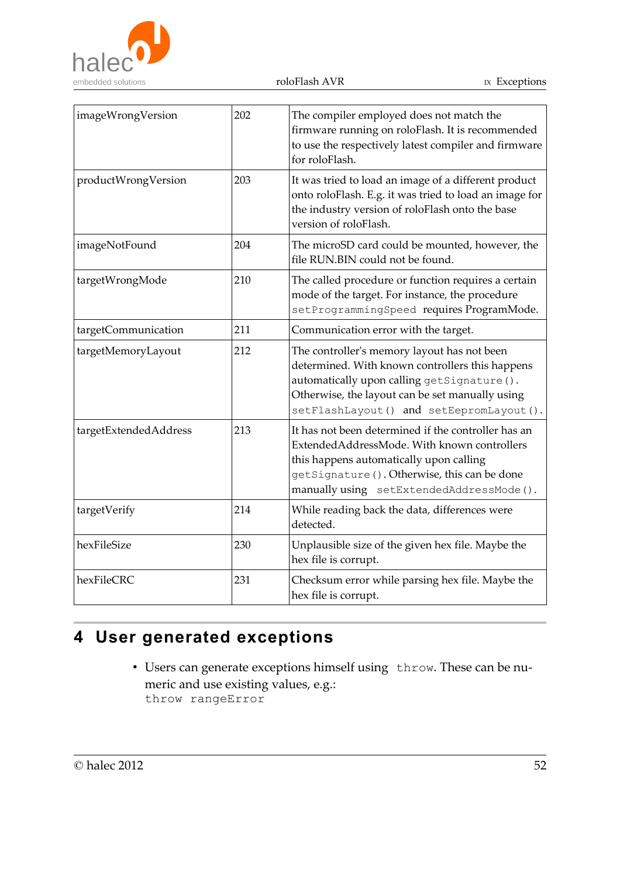| imageWrongVersion | 202 | The compiler employed does not match the firmware running on roloFlash. It is recommended to use the respectively latest compiler and firmware for roloFlash. |
|---|---|---|
| productWrongVersion | 203 | It was tried to load an image of a different product onto roloFlash. E.g. it was tried to load an image for the industry version of roloFlash onto the base version of roloFlash. |
| imageNotFound | 204 | The microSD card could be mounted, however, the file RUN.BIN could not be found. |
| targetWrongMode | 210 | The called procedure or function requires a certain mode of the target. For instance, the procedure `setProgrammingSpeed` requires ProgramMode. |
| targetCommunication | 211 | Communication error with the target. |
| targetMemoryLayout | 212 | The controller's memory layout has not been determined. With known controllers this happens automatically upon calling `getSignature()`. Otherwise, the layout can be set manually using `setFlashLayout()` and `setEepromLayout()`. |
| targetExtendedAddress | 213 | It has not been determined if the controller has an ExtendedAddressMode. With known controllers this happens automatically upon calling `getSignature()`. Otherwise, this can be done manually using `setExtendedAddressMode()`. |
| targetVerify | 214 | While reading back the data, differences were detected. |
| hexFileSize | 230 | Unplausible size of the given hex file. Maybe the hex file is corrupt. |
| hexFileCRC | 231 | Checksum error while parsing hex file. Maybe the hex file is corrupt. |

# 4 User generated exceptions

- Users can generate exceptions himself using `throw`. These can be numeric and use existing values, e.g.:
  `throw rangeError`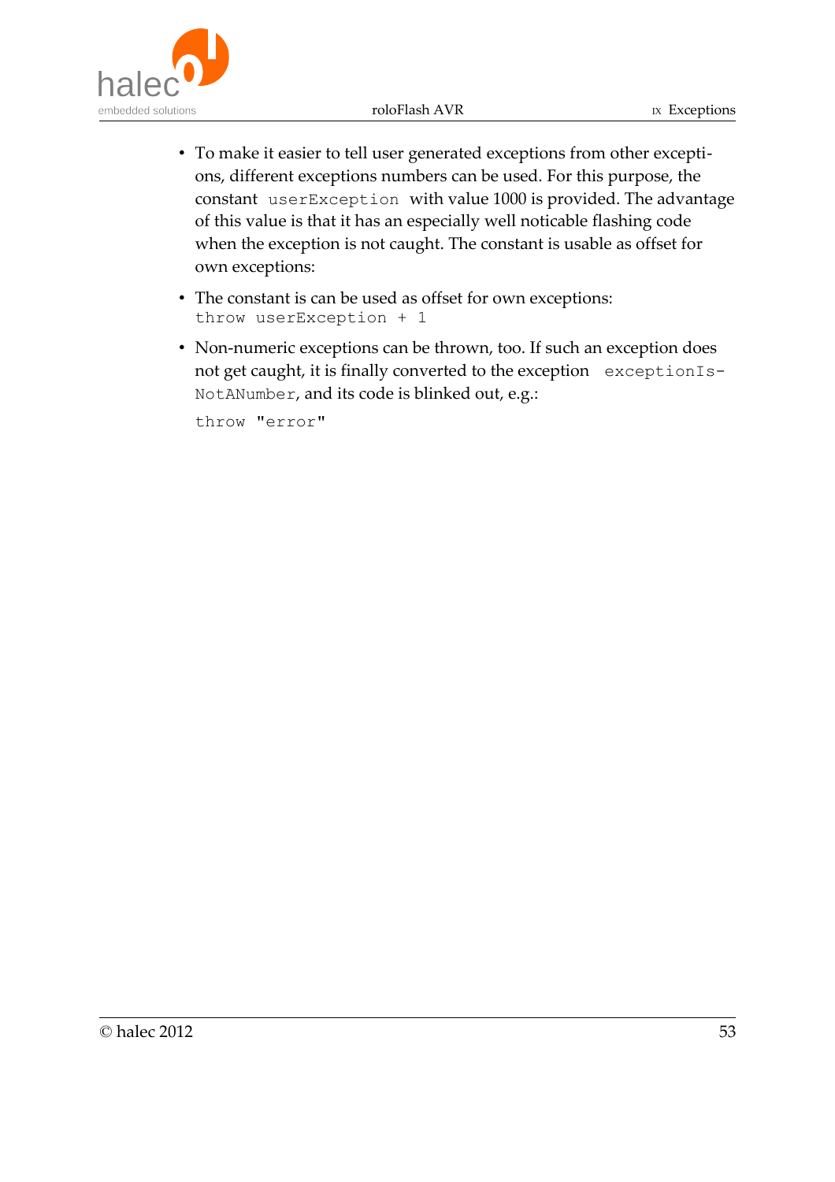- To make it easier to tell user generated exceptions from other exceptions, different exceptions numbers can be used. For this purpose, the constant `userException` with value 1000 is provided. The advantage of this value is that it has an especially well noticable flashing code when the exception is not caught. The constant is usable as offset for own exceptions:
- The constant is can be used as offset for own exceptions:
  `throw userException + 1`
- Non-numeric exceptions can be thrown, too. If such an exception does not get caught, it is finally converted to the exception `exceptionIsNotANumber`, and its code is blinked out, e.g.:

  ```
  throw "error"
  ```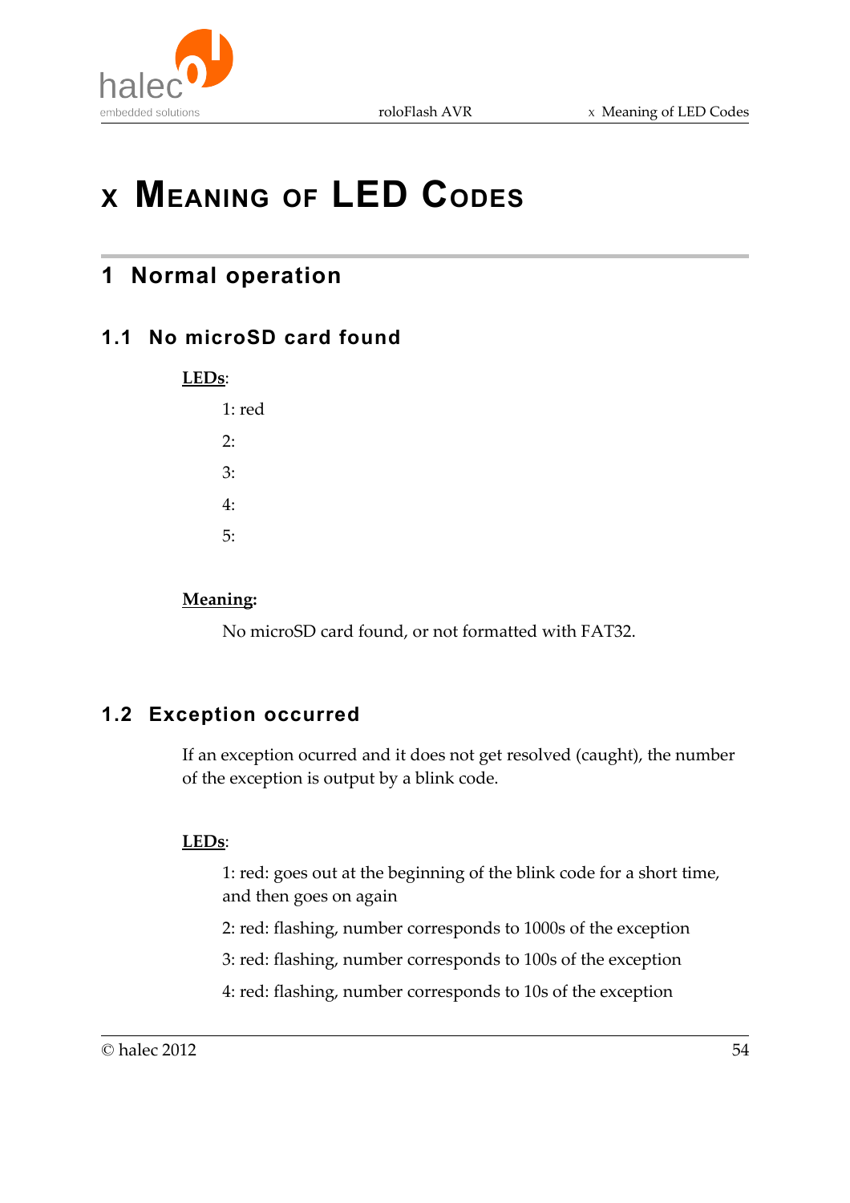# x Meaning of LED Codes

## 1 Normal operation

### 1.1 No microSD card found

**LEDs**:

1: red

2:

3:

4:

5:

**Meaning:**

No microSD card found, or not formatted with FAT32.

### 1.2 Exception occurred

If an exception ocurred and it does not get resolved (caught), the number of the exception is output by a blink code.

**LEDs**:

1: red: goes out at the beginning of the blink code for a short time, and then goes on again

2: red: flashing, number corresponds to 1000s of the exception

3: red: flashing, number corresponds to 100s of the exception

4: red: flashing, number corresponds to 10s of the exception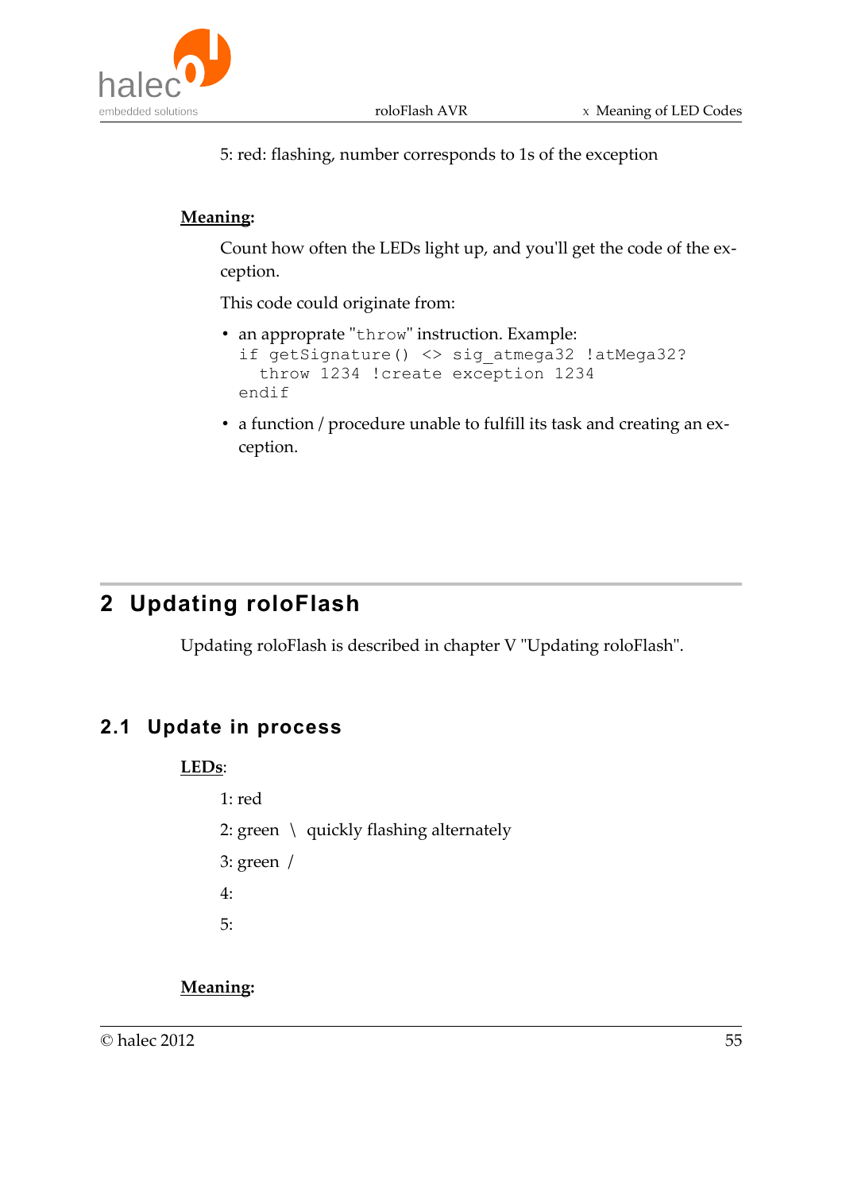5: red: flashing, number corresponds to 1s of the exception

**Meaning**:

Count how often the LEDs light up, and you'll get the code of the exception.

This code could originate from:

- an appropriate "throw" instruction. Example:
```
if getSignature() <> sig_atmega32 !atMega32?
  throw 1234 !create exception 1234
endif
```
- a function / procedure unable to fulfill its task and creating an exception.

# 2 Updating roloFlash

Updating roloFlash is described in chapter V "Updating roloFlash".

## 2.1 Update in process

**LEDs**:

1: red

2: green \ quickly flashing alternately

3: green /

4:

5:

**Meaning**: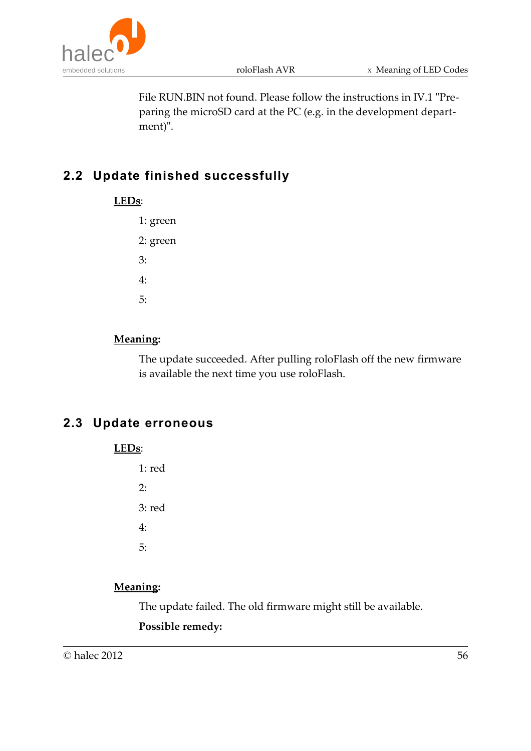File RUN.BIN not found. Please follow the instructions in IV.1 "Preparing the microSD card at the PC (e.g. in the development department)".

## 2.2 Update finished successfully

**LEDs**:

1: green

2: green

3:

4:

5:

**Meaning**:

The update succeeded. After pulling roloFlash off the new firmware is available the next time you use roloFlash.

## 2.3 Update erroneous

**LEDs**:

1: red

2:

3: red

4:

5:

**Meaning**:

The update failed. The old firmware might still be available.

**Possible remedy:**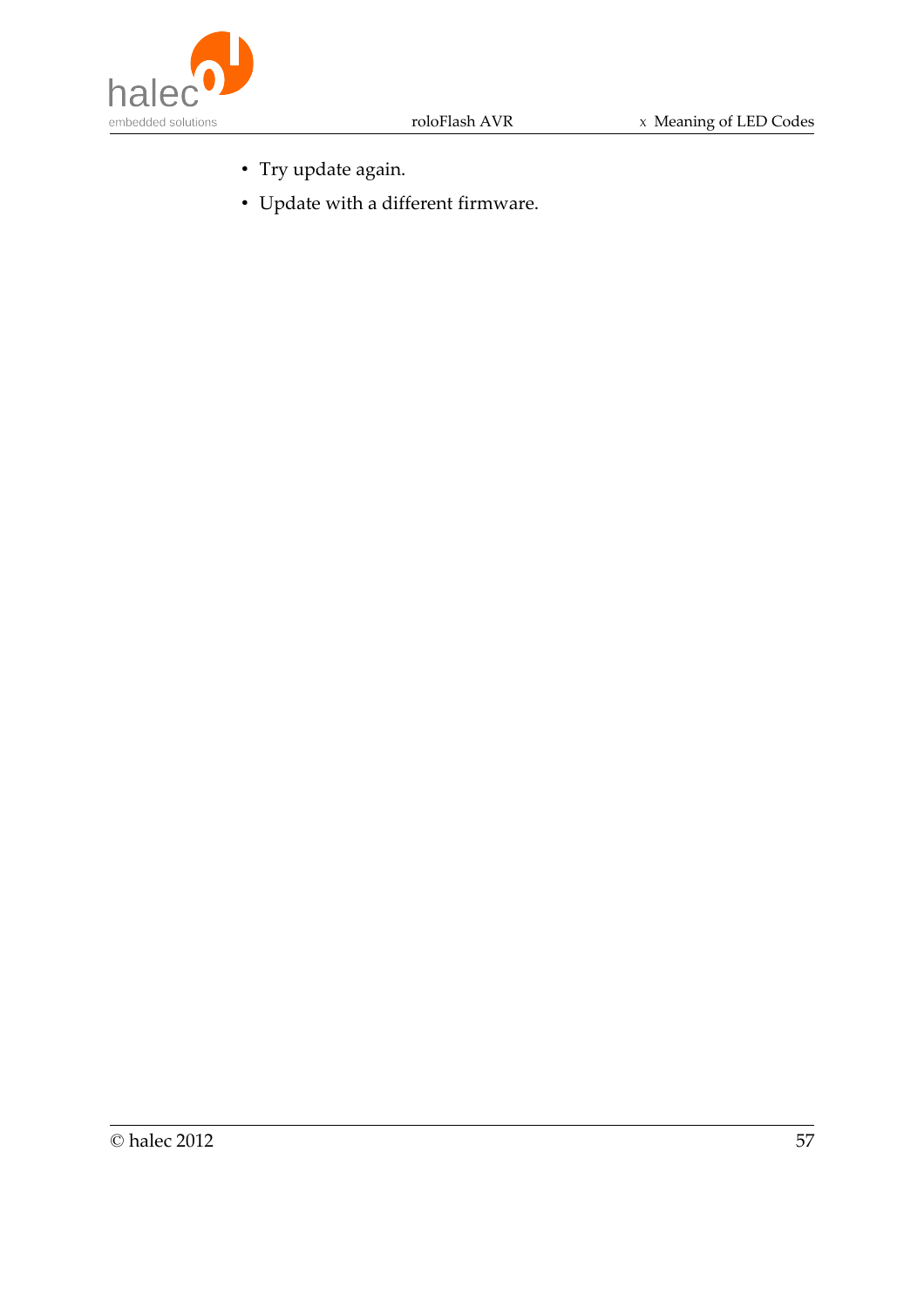- Try update again.
- Update with a different firmware.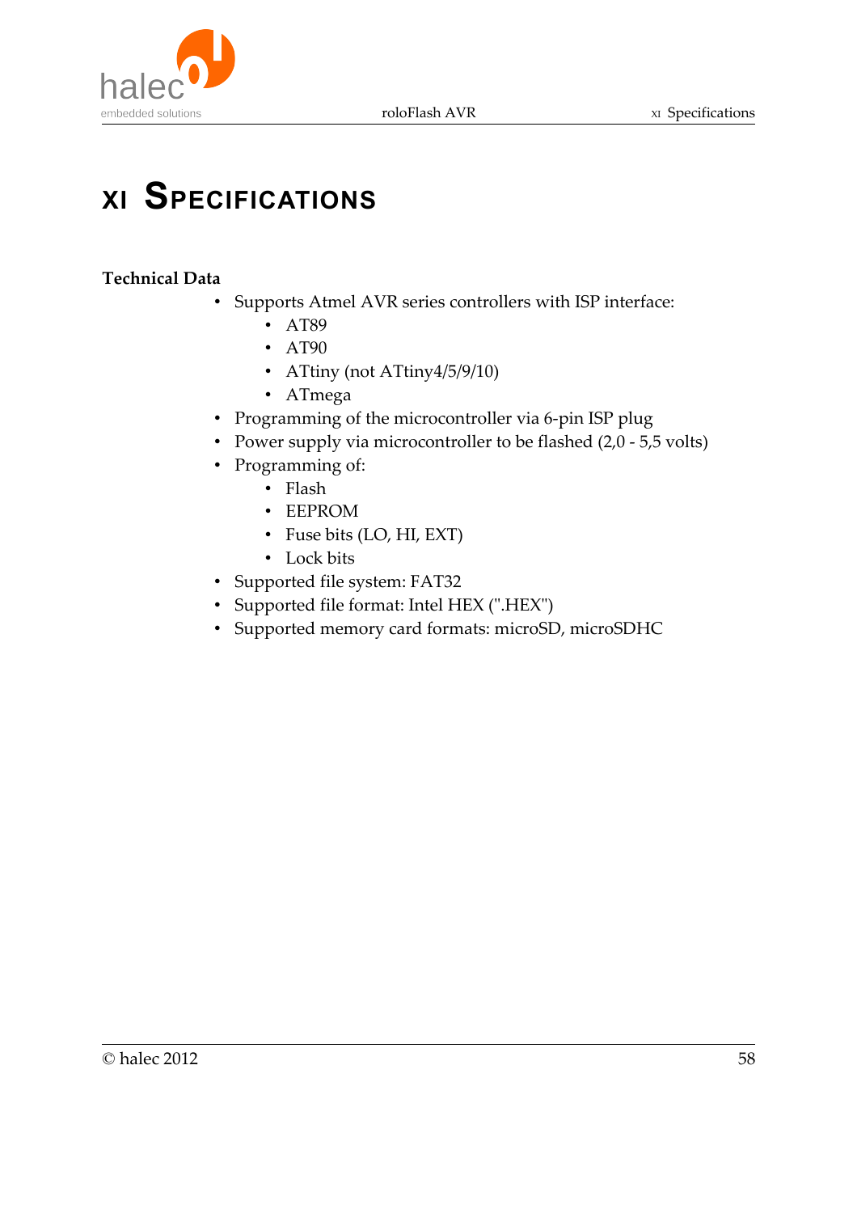# XI Specifications

**Technical Data**

- Supports Atmel AVR series controllers with ISP interface:
  - AT89
  - AT90
  - ATtiny (not ATtiny4/5/9/10)
  - ATmega
- Programming of the microcontroller via 6-pin ISP plug
- Power supply via microcontroller to be flashed (2,0 - 5,5 volts)
- Programming of:
  - Flash
  - EEPROM
  - Fuse bits (LO, HI, EXT)
  - Lock bits
- Supported file system: FAT32
- Supported file format: Intel HEX (".HEX")
- Supported memory card formats: microSD, microSDHC